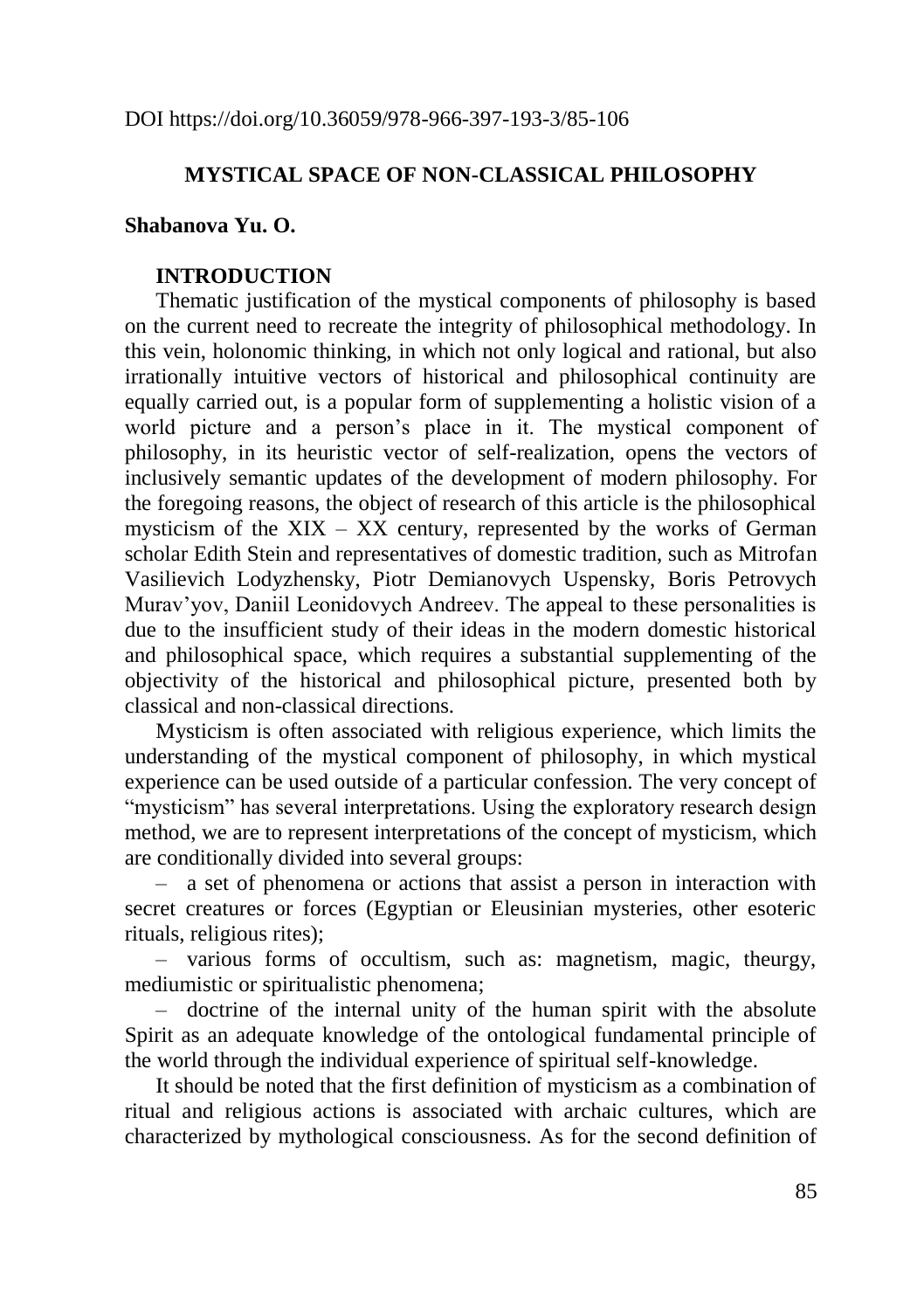DOI https://doi.org/10.36059/978-966-397-193-3/85-106

## MYSTICAL SPACE OF NON-CLASSICAL PHILOSOPHY

**Shabanova Yu. O.**

### INTRODUCTION

Thematic justification of the mystical components of philosophy is based on the current need to recreate the integrity of philosophical methodology. In this vein, holonomic thinking, in which not only logical and rational, but also irrationally intuitive vectors of historical and philosophical continuity are equally carried out, is a popular form of supplementing a holistic vision of a world picture and a person's place in it. The mystical component of philosophy, in its heuristic vector of self-realization, opens the vectors of inclusively semantic updates of the development of modern philosophy. For the foregoing reasons, the object of research of this article is the philosophical mysticism of the XIX – XX century, represented by the works of German scholar Edith Stein and representatives of domestic tradition, such as Mitrofan Vasilievich Lodyzhensky, Piotr Demianovych Uspensky, Boris Petrovych Murav'yov, Daniil Leonidovych Andreev. The appeal to these personalities is due to the insufficient study of their ideas in the modern domestic historical and philosophical space, which requires a substantial supplementing of the objectivity of the historical and philosophical picture, presented both by classical and non-classical directions.

Mysticism is often associated with religious experience, which limits the understanding of the mystical component of philosophy, in which mystical experience can be used outside of a particular confession. The very concept of "mysticism" has several interpretations. Using the exploratory research design method, we are to represent interpretations of the concept of mysticism, which are conditionally divided into several groups:

– a set of phenomena or actions that assist a person in interaction with secret creatures or forces (Egyptian or Eleusinian mysteries, other esoteric rituals, religious rites);

– various forms of occultism, such as: magnetism, magic, theurgy, mediumistic or spiritualistic phenomena;

– doctrine of the internal unity of the human spirit with the absolute Spirit as an adequate knowledge of the ontological fundamental principle of the world through the individual experience of spiritual self-knowledge.

It should be noted that the first definition of mysticism as a combination of ritual and religious actions is associated with archaic cultures, which are characterized by mythological consciousness. As for the second definition of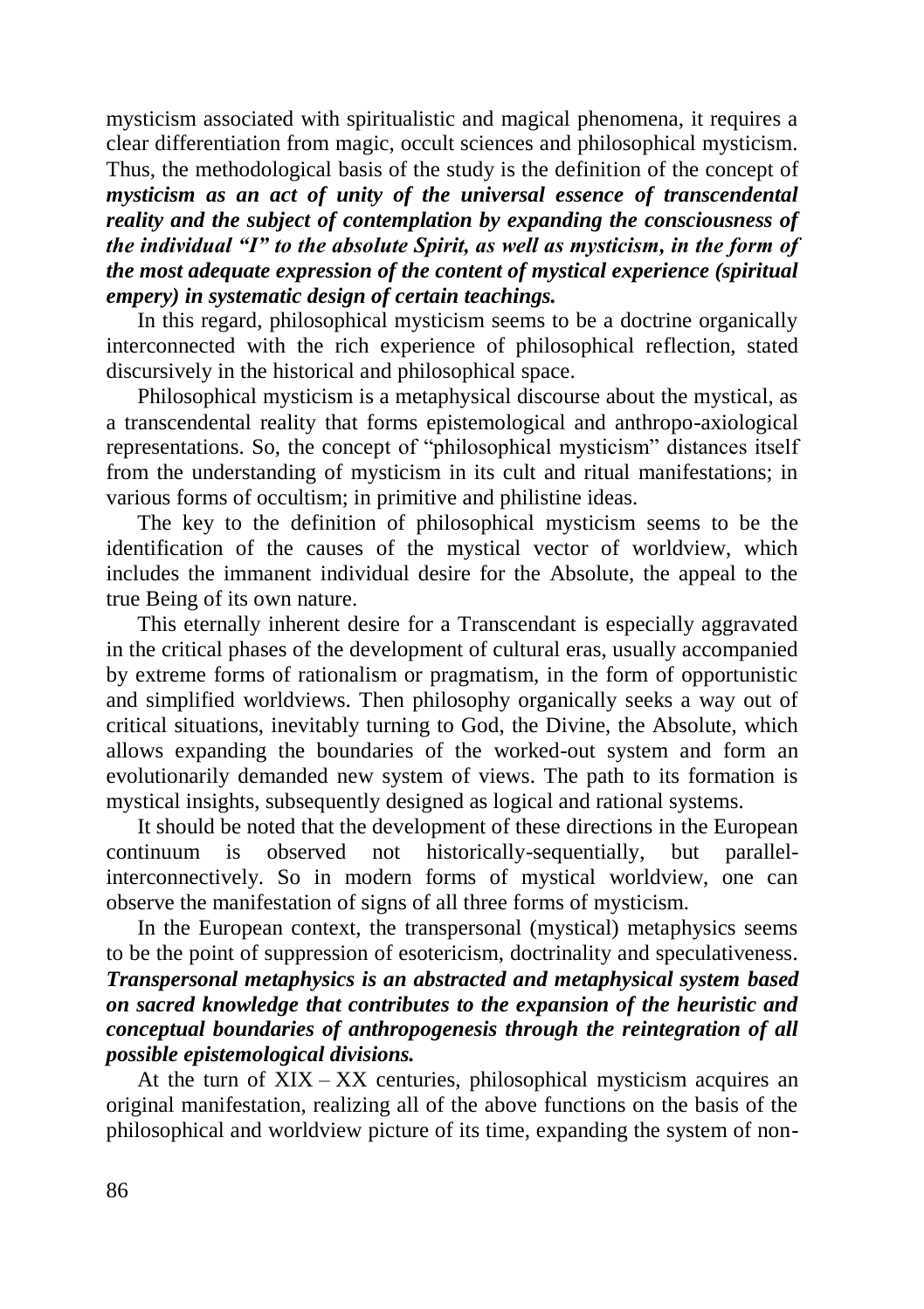mysticism associated with spiritualistic and magical phenomena, it requires a clear differentiation from magic, occult sciences and philosophical mysticism. Thus, the methodological basis of the study is the definition of the concept of ***mysticism as an act of unity of the universal essence of transcendental reality and the subject of contemplation by expanding the consciousness of the individual "I" to the absolute Spirit, as well as mysticism, in the form of the most adequate expression of the content of mystical experience (spiritual empery) in systematic design of certain teachings.***

In this regard, philosophical mysticism seems to be a doctrine organically interconnected with the rich experience of philosophical reflection, stated discursively in the historical and philosophical space.

Philosophical mysticism is a metaphysical discourse about the mystical, as a transcendental reality that forms epistemological and anthropo-axiological representations. So, the concept of "philosophical mysticism" distances itself from the understanding of mysticism in its cult and ritual manifestations; in various forms of occultism; in primitive and philistine ideas.

The key to the definition of philosophical mysticism seems to be the identification of the causes of the mystical vector of worldview, which includes the immanent individual desire for the Absolute, the appeal to the true Being of its own nature.

This eternally inherent desire for a Transcendant is especially aggravated in the critical phases of the development of cultural eras, usually accompanied by extreme forms of rationalism or pragmatism, in the form of opportunistic and simplified worldviews. Then philosophy organically seeks a way out of critical situations, inevitably turning to God, the Divine, the Absolute, which allows expanding the boundaries of the worked-out system and form an evolutionarily demanded new system of views. The path to its formation is mystical insights, subsequently designed as logical and rational systems.

It should be noted that the development of these directions in the European continuum is observed not historically-sequentially, but parallel-interconnectively. So in modern forms of mystical worldview, one can observe the manifestation of signs of all three forms of mysticism.

In the European context, the transpersonal (mystical) metaphysics seems to be the point of suppression of esotericism, doctrinality and speculativeness. ***Transpersonal metaphysics is an abstracted and metaphysical system based on sacred knowledge that contributes to the expansion of the heuristic and conceptual boundaries of anthropogenesis through the reintegration of all possible epistemological divisions.***

At the turn of XIX – XX centuries, philosophical mysticism acquires an original manifestation, realizing all of the above functions on the basis of the philosophical and worldview picture of its time, expanding the system of non-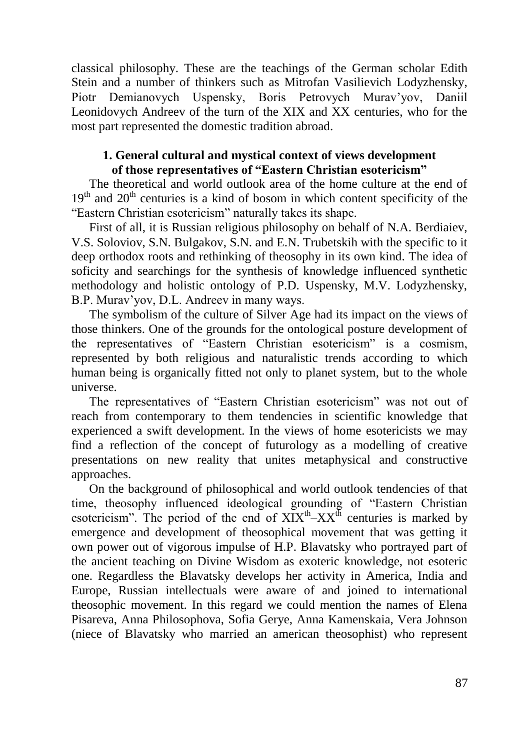classical philosophy. These are the teachings of the German scholar Edith Stein and a number of thinkers such as Mitrofan Vasilievich Lodyzhensky, Piotr Demianovych Uspensky, Boris Petrovych Murav'yov, Daniil Leonidovych Andreev of the turn of the XIX and XX centuries, who for the most part represented the domestic tradition abroad.

### 1. General cultural and mystical context of views development of those representatives of "Eastern Christian esotericism"

The theoretical and world outlook area of the home culture at the end of $19^{th}$ and $20^{th}$ centuries is a kind of bosom in which content specificity of the "Eastern Christian esotericism" naturally takes its shape.

First of all, it is Russian religious philosophy on behalf of N.A. Berdiaiev, V.S. Soloviov, S.N. Bulgakov, S.N. and E.N. Trubetskih with the specific to it deep orthodox roots and rethinking of theosophy in its own kind. The idea of soficity and searchings for the synthesis of knowledge influenced synthetic methodology and holistic ontology of P.D. Uspensky, M.V. Lodyzhensky, B.P. Murav'yov, D.L. Andreev in many ways.

The symbolism of the culture of Silver Age had its impact on the views of those thinkers. One of the grounds for the ontological posture development of the representatives of "Eastern Christian esotericism" is a cosmism, represented by both religious and naturalistic trends according to which human being is organically fitted not only to planet system, but to the whole universe.

The representatives of "Eastern Christian esotericism" was not out of reach from contemporary to them tendencies in scientific knowledge that experienced a swift development. In the views of home esotericists we may find a reflection of the concept of futurology as a modelling of creative presentations on new reality that unites metaphysical and constructive approaches.

On the background of philosophical and world outlook tendencies of that time, theosophy influenced ideological grounding of "Eastern Christian esotericism". The period of the end of $XIX^{th}$–$XX^{th}$ centuries is marked by emergence and development of theosophical movement that was getting it own power out of vigorous impulse of H.P. Blavatsky who portrayed part of the ancient teaching on Divine Wisdom as exoteric knowledge, not esoteric one. Regardless the Blavatsky develops her activity in America, India and Europe, Russian intellectuals were aware of and joined to international theosophic movement. In this regard we could mention the names of Elena Pisareva, Anna Philosophova, Sofia Gerye, Anna Kamenskaia, Vera Johnson (niece of Blavatsky who married an american theosophist) who represent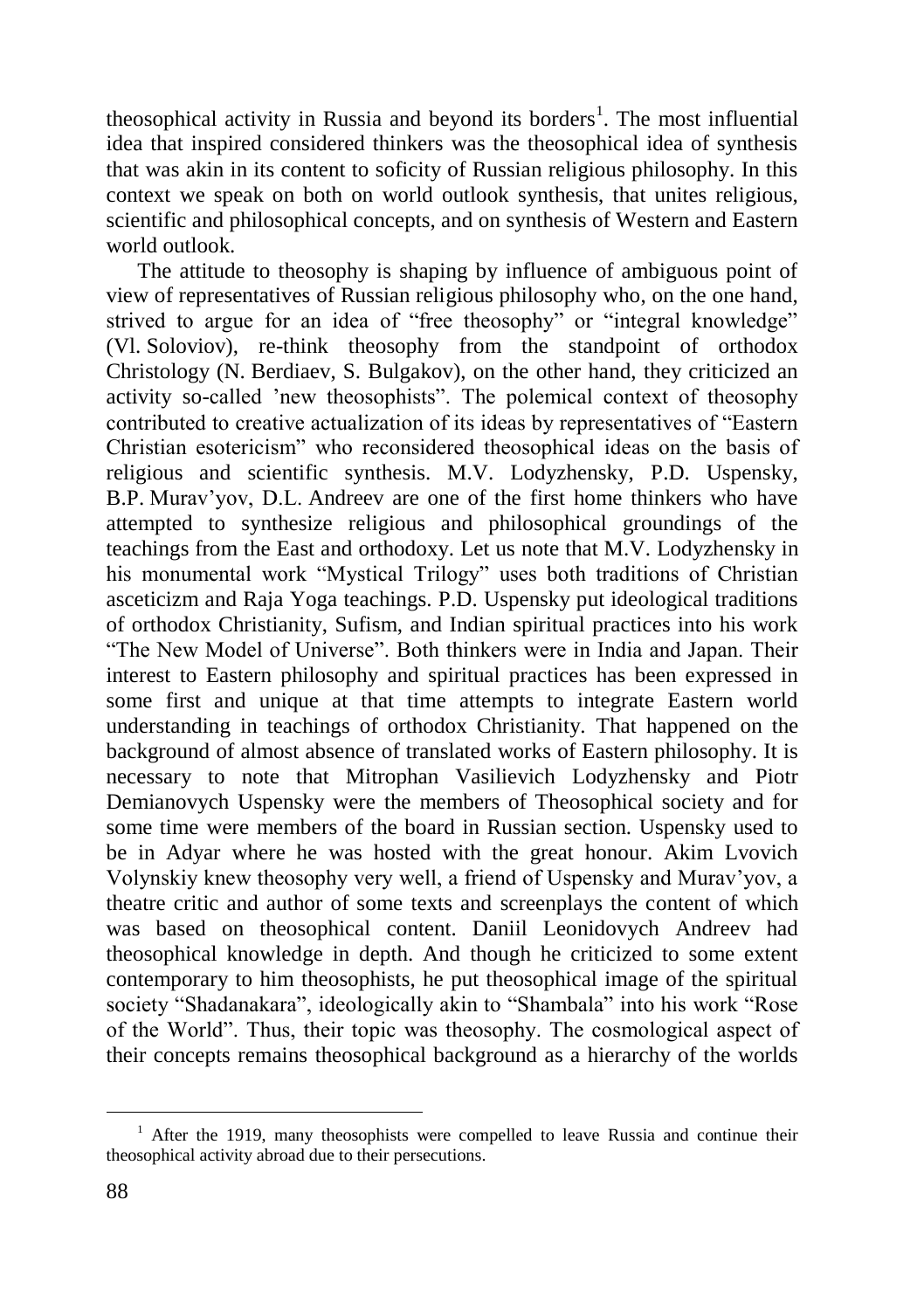theosophical activity in Russia and beyond its borders[1]. The most influential idea that inspired considered thinkers was the theosophical idea of synthesis that was akin in its content to soficity of Russian religious philosophy. In this context we speak on both on world outlook synthesis, that unites religious, scientific and philosophical concepts, and on synthesis of Western and Eastern world outlook.

The attitude to theosophy is shaping by influence of ambiguous point of view of representatives of Russian religious philosophy who, on the one hand, strived to argue for an idea of "free theosophy" or "integral knowledge" (Vl. Soloviov), re-think theosophy from the standpoint of orthodox Christology (N. Berdiaev, S. Bulgakov), on the other hand, they criticized an activity so-called 'new theosophists". The polemical context of theosophy contributed to creative actualization of its ideas by representatives of "Eastern Christian esotericism" who reconsidered theosophical ideas on the basis of religious and scientific synthesis. M.V. Lodyzhensky, P.D. Uspensky, B.P. Murav'yov, D.L. Andreev are one of the first home thinkers who have attempted to synthesize religious and philosophical groundings of the teachings from the East and orthodoxy. Let us note that M.V. Lodyzhensky in his monumental work "Mystical Trilogy" uses both traditions of Christian asceticizm and Raja Yoga teachings. P.D. Uspensky put ideological traditions of orthodox Christianity, Sufism, and Indian spiritual practices into his work "The New Model of Universe". Both thinkers were in India and Japan. Their interest to Eastern philosophy and spiritual practices has been expressed in some first and unique at that time attempts to integrate Eastern world understanding in teachings of orthodox Christianity. That happened on the background of almost absence of translated works of Eastern philosophy. It is necessary to note that Mitrophan Vasilievich Lodyzhensky and Piotr Demianovych Uspensky were the members of Theosophical society and for some time were members of the board in Russian section. Uspensky used to be in Adyar where he was hosted with the great honour. Akim Lvovich Volynskiy knew theosophy very well, a friend of Uspensky and Murav'yov, a theatre critic and author of some texts and screenplays the content of which was based on theosophical content. Daniil Leonidovych Andreev had theosophical knowledge in depth. And though he criticized to some extent contemporary to him theosophists, he put theosophical image of the spiritual society "Shadanakara", ideologically akin to "Shambala" into his work "Rose of the World". Thus, their topic was theosophy. The cosmological aspect of their concepts remains theosophical background as a hierarchy of the worlds

[1] After the 1919, many theosophists were compelled to leave Russia and continue their theosophical activity abroad due to their persecutions.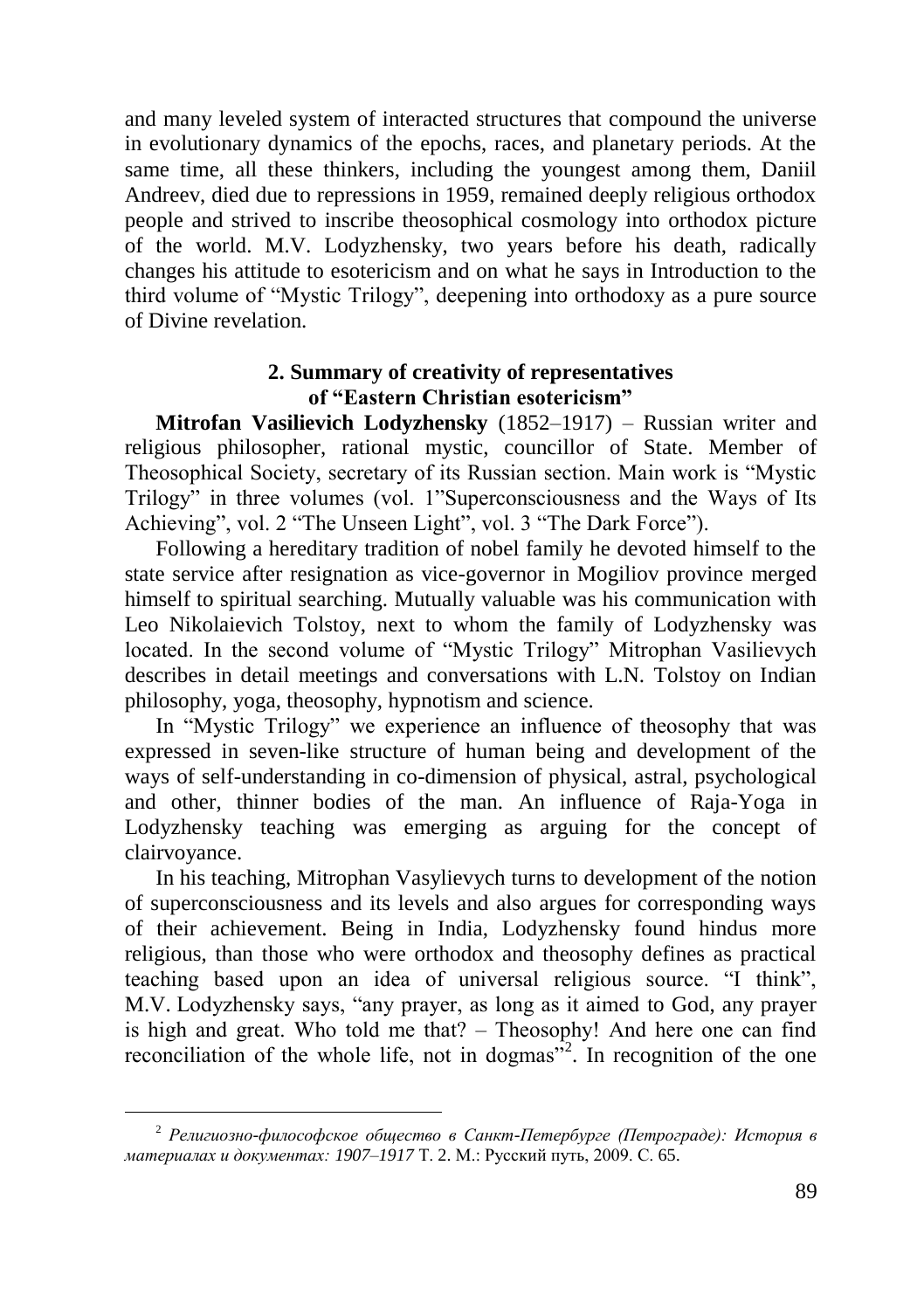and many leveled system of interacted structures that compound the universe in evolutionary dynamics of the epochs, races, and planetary periods. At the same time, all these thinkers, including the youngest among them, Daniil Andreev, died due to repressions in 1959, remained deeply religious orthodox people and strived to inscribe theosophical cosmology into orthodox picture of the world. M.V. Lodyzhensky, two years before his death, radically changes his attitude to esotericism and on what he says in Introduction to the third volume of "Mystic Trilogy", deepening into orthodoxy as a pure source of Divine revelation.

## 2. Summary of creativity of representatives of "Eastern Christian esotericism"

**Mitrofan Vasilievich Lodyzhensky** (1852–1917) – Russian writer and religious philosopher, rational mystic, councillor of State. Member of Theosophical Society, secretary of its Russian section. Main work is "Mystic Trilogy" in three volumes (vol. 1"Superconsciousness and the Ways of Its Achieving", vol. 2 "The Unseen Light", vol. 3 "The Dark Force").

Following a hereditary tradition of nobel family he devoted himself to the state service after resignation as vice-governor in Mogiliov province merged himself to spiritual searching. Mutually valuable was his communication with Leo Nikolaievich Tolstoy, next to whom the family of Lodyzhensky was located. In the second volume of "Mystic Trilogy" Mitrophan Vasilievych describes in detail meetings and conversations with L.N. Tolstoy on Indian philosophy, yoga, theosophy, hypnotism and science.

In "Mystic Trilogy" we experience an influence of theosophy that was expressed in seven-like structure of human being and development of the ways of self-understanding in co-dimension of physical, astral, psychological and other, thinner bodies of the man. An influence of Raja-Yoga in Lodyzhensky teaching was emerging as arguing for the concept of clairvoyance.

In his teaching, Mitrophan Vasylievych turns to development of the notion of superconsciousness and its levels and also argues for corresponding ways of their achievement. Being in India, Lodyzhensky found hindus more religious, than those who were orthodox and theosophy defines as practical teaching based upon an idea of universal religious source. "I think", M.V. Lodyzhensky says, "any prayer, as long as it aimed to God, any prayer is high and great. Who told me that? – Theosophy! And here one can find reconciliation of the whole life, not in dogmas"[2]. In recognition of the one

---

[2] *Религиозно-философское общество в Санкт-Петербурге (Петрограде): История в материалах и документах: 1907–1917* Т. 2. М.: Русский путь, 2009. С. 65.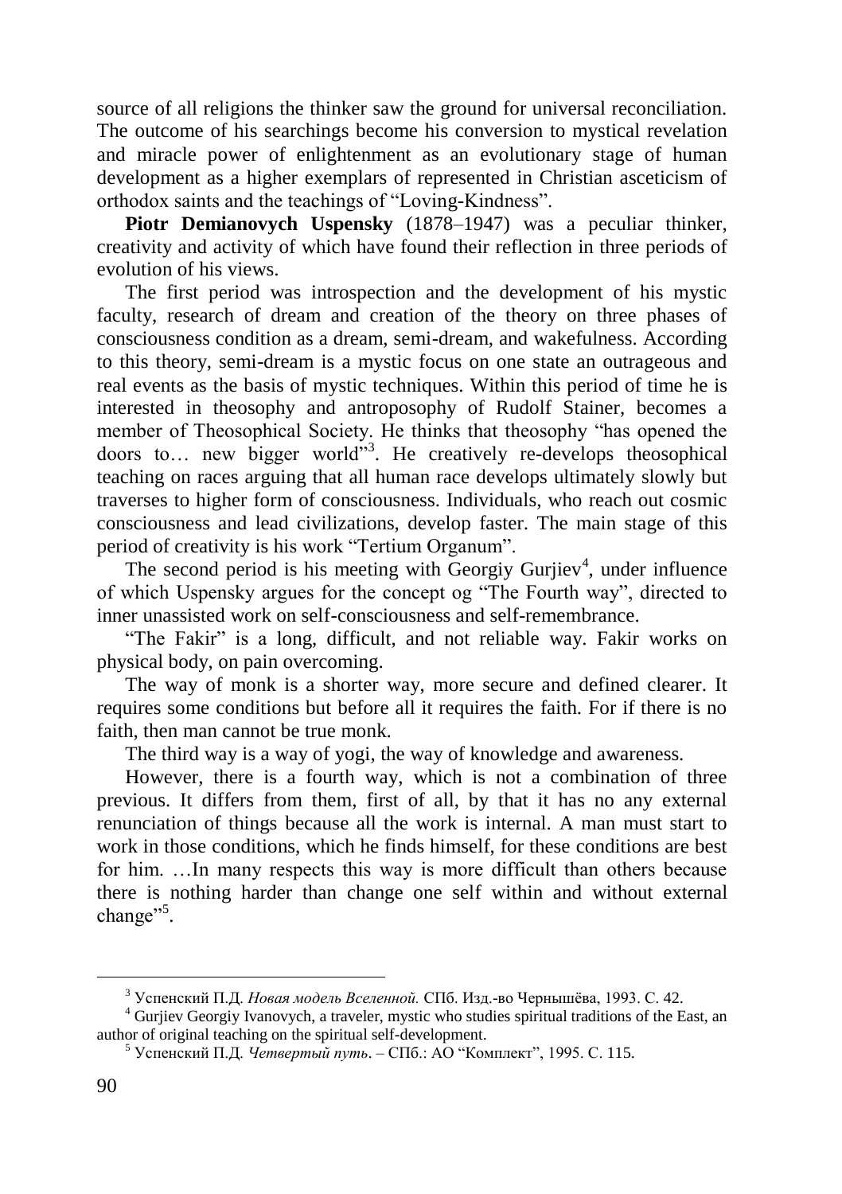source of all religions the thinker saw the ground for universal reconciliation. The outcome of his searchings become his conversion to mystical revelation and miracle power of enlightenment as an evolutionary stage of human development as a higher exemplars of represented in Christian asceticism of orthodox saints and the teachings of "Loving-Kindness".

**Piotr Demianovych Uspensky** (1878–1947) was a peculiar thinker, creativity and activity of which have found their reflection in three periods of evolution of his views.

The first period was introspection and the development of his mystic faculty, research of dream and creation of the theory on three phases of consciousness condition as a dream, semi-dream, and wakefulness. According to this theory, semi-dream is a mystic focus on one state an outrageous and real events as the basis of mystic techniques. Within this period of time he is interested in theosophy and antroposophy of Rudolf Stainer, becomes a member of Theosophical Society. He thinks that theosophy "has opened the doors to… new bigger world"[3]. He creatively re-develops theosophical teaching on races arguing that all human race develops ultimately slowly but traverses to higher form of consciousness. Individuals, who reach out cosmic consciousness and lead civilizations, develop faster. The main stage of this period of creativity is his work "Tertium Organum".

The second period is his meeting with Georgiy Gurjiev[4], under influence of which Uspensky argues for the concept og "The Fourth way", directed to inner unassisted work on self-consciousness and self-remembrance.

"The Fakir" is a long, difficult, and not reliable way. Fakir works on physical body, on pain overcoming.

The way of monk is a shorter way, more secure and defined clearer. It requires some conditions but before all it requires the faith. For if there is no faith, then man cannot be true monk.

The third way is a way of yogi, the way of knowledge and awareness.

However, there is a fourth way, which is not a combination of three previous. It differs from them, first of all, by that it has no any external renunciation of things because all the work is internal. A man must start to work in those conditions, which he finds himself, for these conditions are best for him. …In many respects this way is more difficult than others because there is nothing harder than change one self within and without external change"[5].

---

[3] Успенский П.Д. *Новая модель Вселенной.* СПб. Изд.-во Чернышёва, 1993. С. 42.

[4] Gurjiev Georgiy Ivanovych, a traveler, mystic who studies spiritual traditions of the East, an author of original teaching on the spiritual self-development.

[5] Успенский П.Д. *Четвертый путь*. – СПб.: АО "Комплект", 1995. С. 115.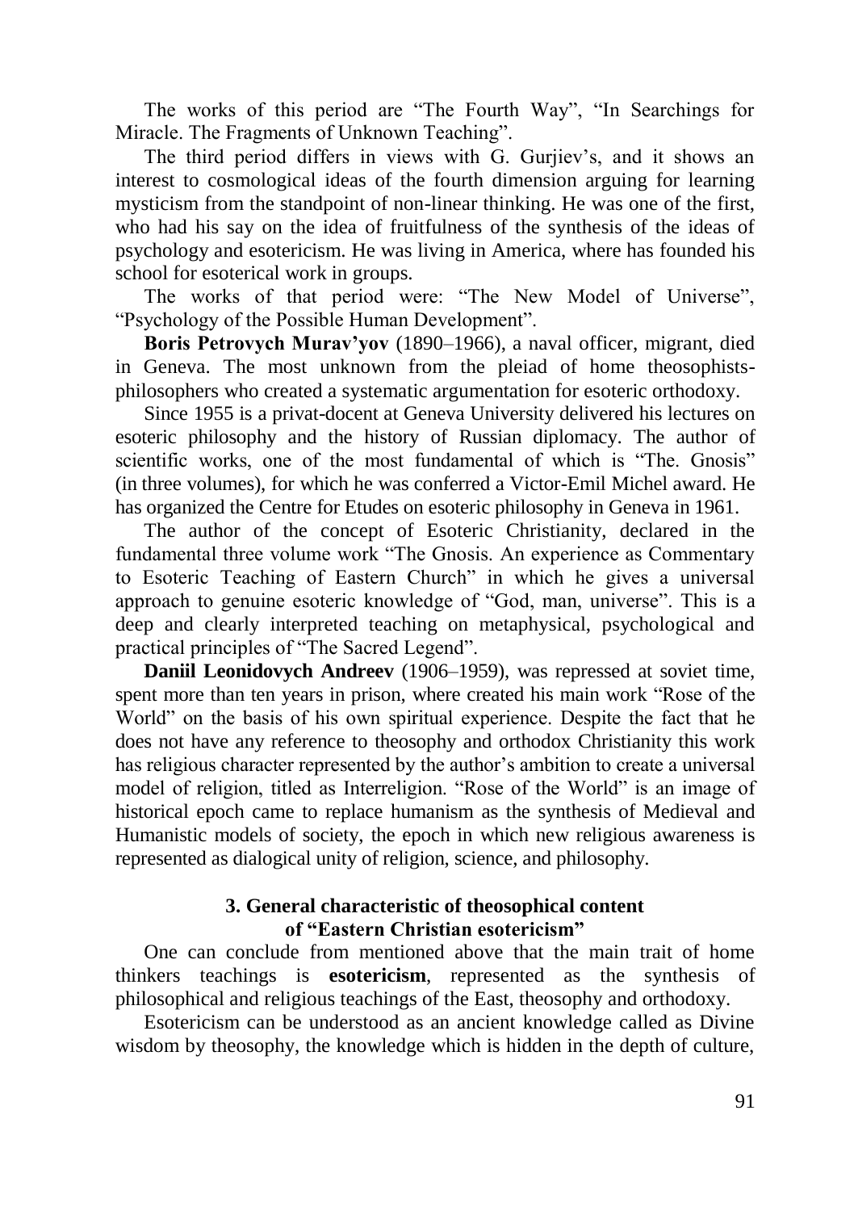The works of this period are "The Fourth Way", "In Searchings for Miracle. The Fragments of Unknown Teaching".

The third period differs in views with G. Gurjiev's, and it shows an interest to cosmological ideas of the fourth dimension arguing for learning mysticism from the standpoint of non-linear thinking. He was one of the first, who had his say on the idea of fruitfulness of the synthesis of the ideas of psychology and esotericism. He was living in America, where has founded his school for esoterical work in groups.

The works of that period were: "The New Model of Universe", "Psychology of the Possible Human Development".

**Boris Petrovych Murav'yov** (1890–1966), a naval officer, migrant, died in Geneva. The most unknown from the pleiad of home theosophists-philosophers who created a systematic argumentation for esoteric orthodoxy.

Since 1955 is a privat-docent at Geneva University delivered his lectures on esoteric philosophy and the history of Russian diplomacy. The author of scientific works, one of the most fundamental of which is "The. Gnosis" (in three volumes), for which he was conferred a Victor-Emil Michel award. He has organized the Centre for Etudes on esoteric philosophy in Geneva in 1961.

The author of the concept of Esoteric Christianity, declared in the fundamental three volume work "The Gnosis. An experience as Commentary to Esoteric Teaching of Eastern Church" in which he gives a universal approach to genuine esoteric knowledge of "God, man, universe". This is a deep and clearly interpreted teaching on metaphysical, psychological and practical principles of "The Sacred Legend".

**Daniil Leonidovych Andreev** (1906–1959), was repressed at soviet time, spent more than ten years in prison, where created his main work "Rose of the World" on the basis of his own spiritual experience. Despite the fact that he does not have any reference to theosophy and orthodox Christianity this work has religious character represented by the author's ambition to create a universal model of religion, titled as Interreligion. "Rose of the World" is an image of historical epoch came to replace humanism as the synthesis of Medieval and Humanistic models of society, the epoch in which new religious awareness is represented as dialogical unity of religion, science, and philosophy.

### 3. General characteristic of theosophical content of "Eastern Christian esotericism"

One can conclude from mentioned above that the main trait of home thinkers teachings is **esotericism**, represented as the synthesis of philosophical and religious teachings of the East, theosophy and orthodoxy.

Esotericism can be understood as an ancient knowledge called as Divine wisdom by theosophy, the knowledge which is hidden in the depth of culture,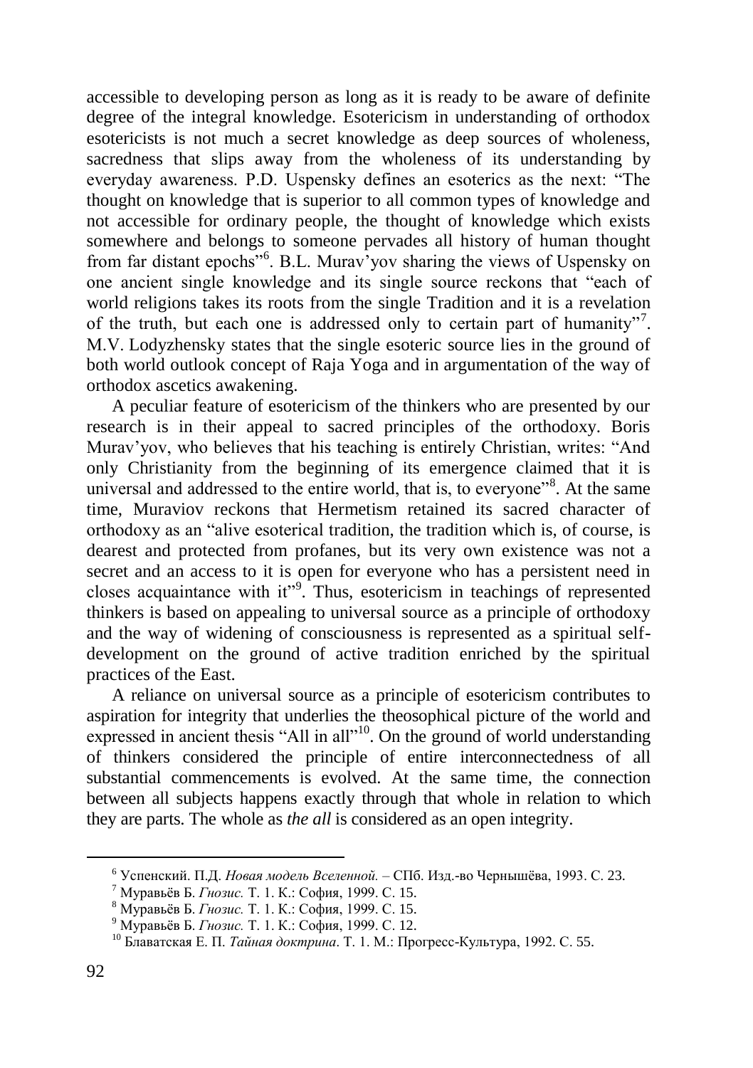accessible to developing person as long as it is ready to be aware of definite degree of the integral knowledge. Esotericism in understanding of orthodox esotericists is not much a secret knowledge as deep sources of wholeness, sacredness that slips away from the wholeness of its understanding by everyday awareness. P.D. Uspensky defines an esoterics as the next: "The thought on knowledge that is superior to all common types of knowledge and not accessible for ordinary people, the thought of knowledge which exists somewhere and belongs to someone pervades all history of human thought from far distant epochs"[6]. B.L. Murav'yov sharing the views of Uspensky on one ancient single knowledge and its single source reckons that "each of world religions takes its roots from the single Tradition and it is a revelation of the truth, but each one is addressed only to certain part of humanity"[7]. M.V. Lodyzhensky states that the single esoteric source lies in the ground of both world outlook concept of Raja Yoga and in argumentation of the way of orthodox ascetics awakening.

A peculiar feature of esotericism of the thinkers who are presented by our research is in their appeal to sacred principles of the orthodoxy. Boris Murav'yov, who believes that his teaching is entirely Christian, writes: "And only Christianity from the beginning of its emergence claimed that it is universal and addressed to the entire world, that is, to everyone"[8]. At the same time, Muraviov reckons that Hermetism retained its sacred character of orthodoxy as an "alive esoterical tradition, the tradition which is, of course, is dearest and protected from profanes, but its very own existence was not a secret and an access to it is open for everyone who has a persistent need in closes acquaintance with it"[9]. Thus, esotericism in teachings of represented thinkers is based on appealing to universal source as a principle of orthodoxy and the way of widening of consciousness is represented as a spiritual self-development on the ground of active tradition enriched by the spiritual practices of the East.

A reliance on universal source as a principle of esotericism contributes to aspiration for integrity that underlies the theosophical picture of the world and expressed in ancient thesis "All in all"[10]. On the ground of world understanding of thinkers considered the principle of entire interconnectedness of all substantial commencements is evolved. At the same time, the connection between all subjects happens exactly through that whole in relation to which they are parts. The whole as *the all* is considered as an open integrity.

---

[6] Успенский. П.Д. *Новая модель Вселенной.* – СПб. Изд.-во Чернышёва, 1993. С. 23.

[7] Муравьёв Б. *Гнозис.* Т. 1. К.: София, 1999. С. 15.

[8] Муравьёв Б. *Гнозис.* Т. 1. К.: София, 1999. С. 15.

[9] Муравьёв Б. *Гнозис.* Т. 1. К.: София, 1999. С. 12.

[10] Блаватская Е. П. *Тайная доктрина*. Т. 1. М.: Прогресс-Культура, 1992. С. 55.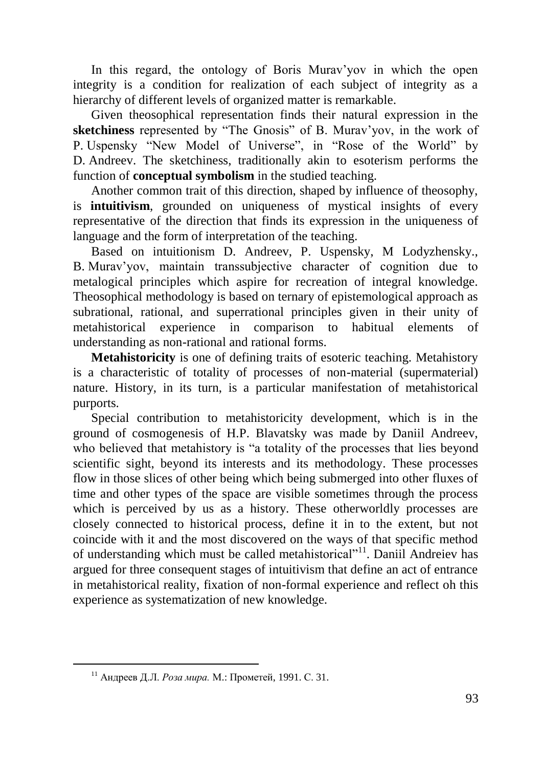In this regard, the ontology of Boris Murav'yov in which the open integrity is a condition for realization of each subject of integrity as a hierarchy of different levels of organized matter is remarkable.

Given theosophical representation finds their natural expression in the **sketchiness** represented by "The Gnosis" of B. Murav'yov, in the work of P. Uspensky "New Model of Universe", in "Rose of the World" by D. Andreev. The sketchiness, traditionally akin to esoterism performs the function of **conceptual symbolism** in the studied teaching.

Another common trait of this direction, shaped by influence of theosophy, is **intuitivism**, grounded on uniqueness of mystical insights of every representative of the direction that finds its expression in the uniqueness of language and the form of interpretation of the teaching.

Based on intuitionism D. Andreev, P. Uspensky, M Lodyzhensky., B. Murav'yov, maintain transsubjective character of cognition due to metalogical principles which aspire for recreation of integral knowledge. Theosophical methodology is based on ternary of epistemological approach as subrational, rational, and superrational principles given in their unity of metahistorical experience in comparison to habitual elements of understanding as non-rational and rational forms.

**Metahistoricity** is one of defining traits of esoteric teaching. Metahistory is a characteristic of totality of processes of non-material (supermaterial) nature. History, in its turn, is a particular manifestation of metahistorical purports.

Special contribution to metahistoricity development, which is in the ground of cosmogenesis of H.P. Blavatsky was made by Daniil Andreev, who believed that metahistory is "a totality of the processes that lies beyond scientific sight, beyond its interests and its methodology. These processes flow in those slices of other being which being submerged into other fluxes of time and other types of the space are visible sometimes through the process which is perceived by us as a history. These otherworldly processes are closely connected to historical process, define it in to the extent, but not coincide with it and the most discovered on the ways of that specific method of understanding which must be called metahistorical"[11]. Daniil Andreiev has argued for three consequent stages of intuitivism that define an act of entrance in metahistorical reality, fixation of non-formal experience and reflect oh this experience as systematization of new knowledge.

[11] Андреев Д.Л. *Роза мира.* М.: Прометей, 1991. С. 31.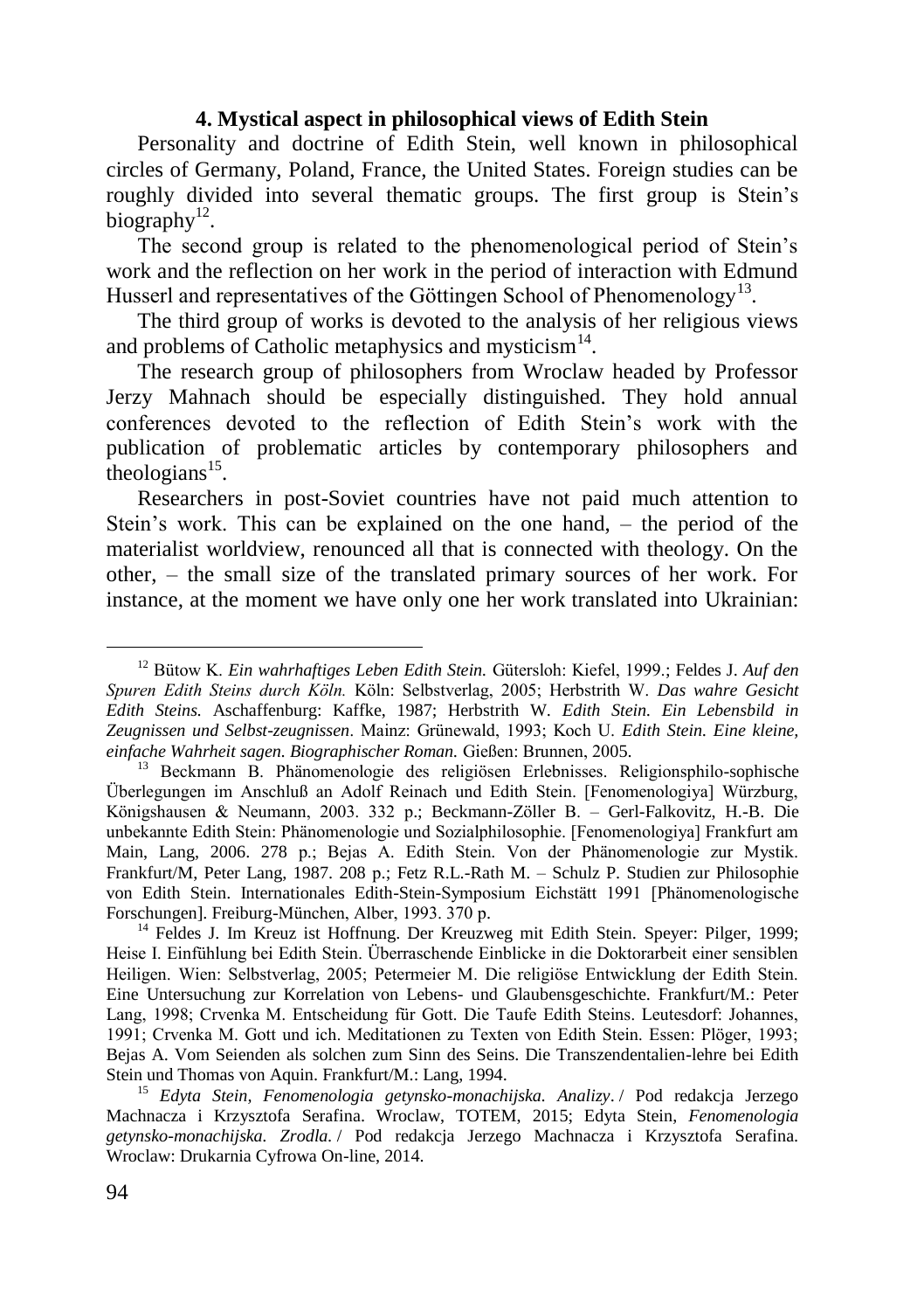### 4. Mystical aspect in philosophical views of Edith Stein

Personality and doctrine of Edith Stein, well known in philosophical circles of Germany, Poland, France, the United States. Foreign studies can be roughly divided into several thematic groups. The first group is Stein's biography[12].

The second group is related to the phenomenological period of Stein's work and the reflection on her work in the period of interaction with Edmund Husserl and representatives of the Göttingen School of Phenomenology[13].

The third group of works is devoted to the analysis of her religious views and problems of Catholic metaphysics and mysticism[14].

The research group of philosophers from Wroclaw headed by Professor Jerzy Mahnach should be especially distinguished. They hold annual conferences devoted to the reflection of Edith Stein's work with the publication of problematic articles by contemporary philosophers and theologians[15].

Researchers in post-Soviet countries have not paid much attention to Stein's work. This can be explained on the one hand, – the period of the materialist worldview, renounced all that is connected with theology. On the other, – the small size of the translated primary sources of her work. For instance, at the moment we have only one her work translated into Ukrainian:

---

[12] Bütow K. *Ein wahrhaftiges Leben Edith Stein.* Gütersloh: Kiefel, 1999.; Feldes J. *Auf den Spuren Edith Steins durch Köln.* Köln: Selbstverlag, 2005; Herbstrith W. *Das wahre Gesicht Edith Steins.* Aschaffenburg: Kaffke, 1987; Herbstrith W. *Edith Stein. Ein Lebensbild in Zeugnissen und Selbst-zeugnissen*. Mainz: Grünewald, 1993; Koch U. *Edith Stein. Eine kleine, einfache Wahrheit sagen. Biographischer Roman.* Gießen: Brunnen, 2005.

[13] Beckmann B. Phänomenologie des religiösen Erlebnisses. Religionsphilo-sophische Überlegungen im Anschluß an Adolf Reinach und Edith Stein. [Fenomenologiya] Würzburg, Königshausen & Neumann, 2003. 332 p.; Beckmann-Zöller B. – Gerl-Falkovitz, H.-B. Die unbekannte Edith Stein: Phänomenologie und Sozialphilosophie. [Fenomenologiya] Frankfurt am Main, Lang, 2006. 278 p.; Bejas A. Edith Stein. Von der Phänomenologie zur Mystik. Frankfurt/M, Peter Lang, 1987. 208 p.; Fetz R.L.-Rath M. – Schulz P. Studien zur Philosophie von Edith Stein. Internationales Edith-Stein-Symposium Eichstätt 1991 [Phänomenologische Forschungen]. Freiburg-München, Alber, 1993. 370 p.

[14] Feldes J. Im Kreuz ist Hoffnung. Der Kreuzweg mit Edith Stein. Speyer: Pilger, 1999; Heise I. Einfühlung bei Edith Stein. Überraschende Einblicke in die Doktorarbeit einer sensiblen Heiligen. Wien: Selbstverlag, 2005; Petermeier M. Die religiöse Entwicklung der Edith Stein. Eine Untersuchung zur Korrelation von Lebens- und Glaubensgeschichte. Frankfurt/M.: Peter Lang, 1998; Crvenka M. Entscheidung für Gott. Die Taufe Edith Steins. Leutesdorf: Johannes, 1991; Crvenka M. Gott und ich. Meditationen zu Texten von Edith Stein. Essen: Plöger, 1993; Bejas A. Vom Seienden als solchen zum Sinn des Seins. Die Transzendentalien-lehre bei Edith Stein und Thomas von Aquin. Frankfurt/M.: Lang, 1994.

[15] *Edyta Stein, Fenomenologia getynsko-monachijska. Analizy*. / Pod redakcja Jerzego Machnacza i Krzysztofa Serafina. Wroclaw, TOTEM, 2015; Edyta Stein, *Fenomenologia getynsko-monachijska. Zrodla.* / Pod redakcja Jerzego Machnacza i Krzysztofa Serafina. Wroclaw: Drukarnia Cyfrowa On-line, 2014.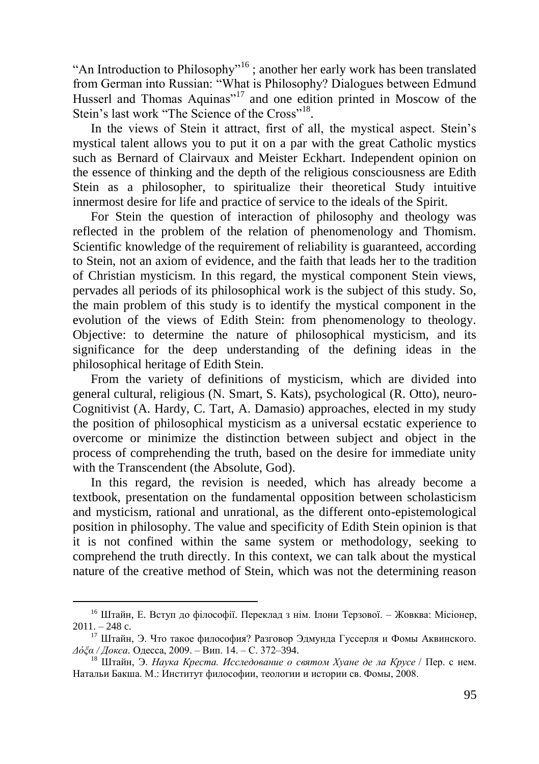"An Introduction to Philosophy"[16] ; another her early work has been translated from German into Russian: "What is Philosophy? Dialogues between Edmund Husserl and Thomas Aquinas"[17] and one edition printed in Moscow of the Stein's last work "The Science of the Cross"[18].

In the views of Stein it attract, first of all, the mystical aspect. Stein's mystical talent allows you to put it on a par with the great Catholic mystics such as Bernard of Clairvaux and Meister Eckhart. Independent opinion on the essence of thinking and the depth of the religious consciousness are Edith Stein as a philosopher, to spiritualize their theoretical Study intuitive innermost desire for life and practice of service to the ideals of the Spirit.

For Stein the question of interaction of philosophy and theology was reflected in the problem of the relation of phenomenology and Thomism. Scientific knowledge of the requirement of reliability is guaranteed, according to Stein, not an axiom of evidence, and the faith that leads her to the tradition of Christian mysticism. In this regard, the mystical component Stein views, pervades all periods of its philosophical work is the subject of this study. So, the main problem of this study is to identify the mystical component in the evolution of the views of Edith Stein: from phenomenology to theology. Objective: to determine the nature of philosophical mysticism, and its significance for the deep understanding of the defining ideas in the philosophical heritage of Edith Stein.

From the variety of definitions of mysticism, which are divided into general cultural, religious (N. Smart, S. Kats), psychological (R. Otto), neuro-Cognitivist (A. Hardy, C. Tart, A. Damasio) approaches, elected in my study the position of philosophical mysticism as a universal ecstatic experience to overcome or minimize the distinction between subject and object in the process of comprehending the truth, based on the desire for immediate unity with the Transcendent (the Absolute, God).

In this regard, the revision is needed, which has already become a textbook, presentation on the fundamental opposition between scholasticism and mysticism, rational and unrational, as the different onto-epistemological position in philosophy. The value and specificity of Edith Stein opinion is that it is not confined within the same system or methodology, seeking to comprehend the truth directly. In this context, we can talk about the mystical nature of the creative method of Stein, which was not the determining reason

---

[16] Штайн, Е. Вступ до філософії. Переклад з нім. Ілони Терзової. – Жовква: Місіонер, 2011. – 248 с.

[17] Штайн, Э. Что такое философия? Разговор Эдмунда Гуссерля и Фомы Аквинского. *Δόξα / Докса*. Одесса, 2009. – Вип. 14. – С. 372–394.

[18] Штайн, Э. *Наука Креста. Исследование о святом Хуане де ла Крусе* / Пер. с нем. Натальи Бакша. М.: Институт философии, теологии и истории св. Фомы, 2008.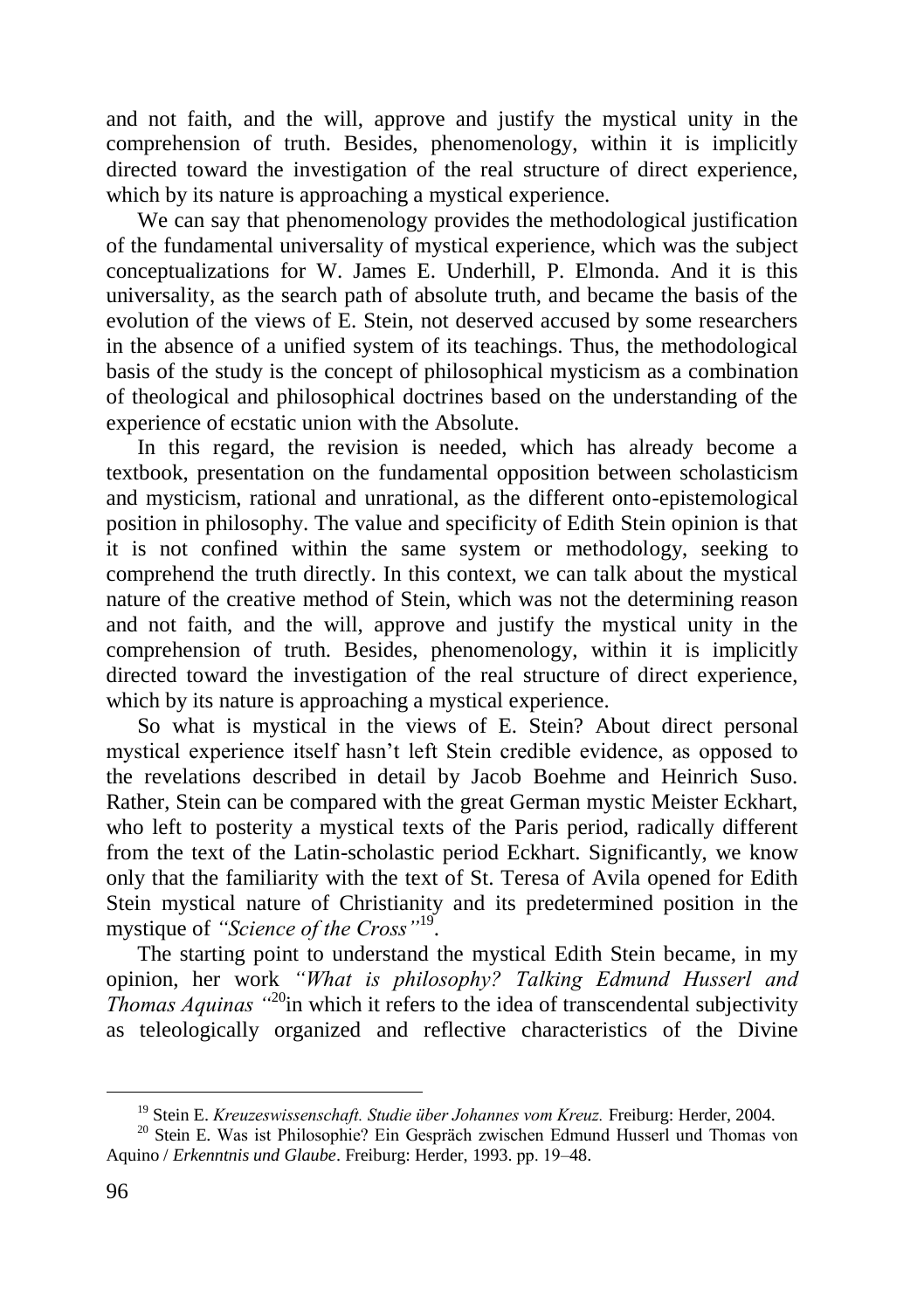and not faith, and the will, approve and justify the mystical unity in the comprehension of truth. Besides, phenomenology, within it is implicitly directed toward the investigation of the real structure of direct experience, which by its nature is approaching a mystical experience.

We can say that phenomenology provides the methodological justification of the fundamental universality of mystical experience, which was the subject conceptualizations for W. James E. Underhill, P. Elmonda. And it is this universality, as the search path of absolute truth, and became the basis of the evolution of the views of E. Stein, not deserved accused by some researchers in the absence of a unified system of its teachings. Thus, the methodological basis of the study is the concept of philosophical mysticism as a combination of theological and philosophical doctrines based on the understanding of the experience of ecstatic union with the Absolute.

In this regard, the revision is needed, which has already become a textbook, presentation on the fundamental opposition between scholasticism and mysticism, rational and unrational, as the different onto-epistemological position in philosophy. The value and specificity of Edith Stein opinion is that it is not confined within the same system or methodology, seeking to comprehend the truth directly. In this context, we can talk about the mystical nature of the creative method of Stein, which was not the determining reason and not faith, and the will, approve and justify the mystical unity in the comprehension of truth. Besides, phenomenology, within it is implicitly directed toward the investigation of the real structure of direct experience, which by its nature is approaching a mystical experience.

So what is mystical in the views of E. Stein? About direct personal mystical experience itself hasn't left Stein credible evidence, as opposed to the revelations described in detail by Jacob Boehme and Heinrich Suso. Rather, Stein can be compared with the great German mystic Meister Eckhart, who left to posterity a mystical texts of the Paris period, radically different from the text of the Latin-scholastic period Eckhart. Significantly, we know only that the familiarity with the text of St. Teresa of Avila opened for Edith Stein mystical nature of Christianity and its predetermined position in the mystique of *"Science of the Cross"*[19].

The starting point to understand the mystical Edith Stein became, in my opinion, her work *"What is philosophy? Talking Edmund Husserl and Thomas Aquinas "*[20]in which it refers to the idea of transcendental subjectivity as teleologically organized and reflective characteristics of the Divine

---

[19] Stein E. *Kreuzeswissenschaft. Studie über Johannes vom Kreuz.* Freiburg: Herder, 2004.

[20] Stein E. Was ist Philosophie? Ein Gespräch zwischen Edmund Husserl and Thomas von Aquino / *Erkenntnis und Glaube*. Freiburg: Herder, 1993. pp. 19–48.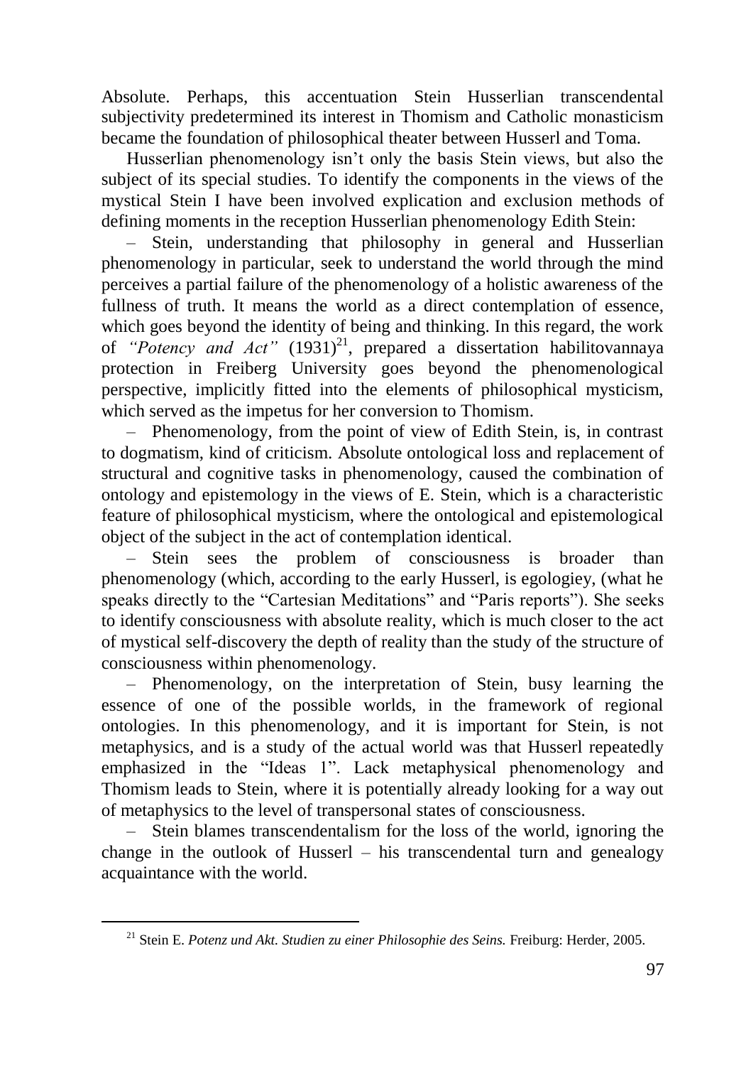Absolute. Perhaps, this accentuation Stein Husserlian transcendental subjectivity predetermined its interest in Thomism and Catholic monasticism became the foundation of philosophical theater between Husserl and Toma.

Husserlian phenomenology isn't only the basis Stein views, but also the subject of its special studies. To identify the components in the views of the mystical Stein I have been involved explication and exclusion methods of defining moments in the reception Husserlian phenomenology Edith Stein:

– Stein, understanding that philosophy in general and Husserlian phenomenology in particular, seek to understand the world through the mind perceives a partial failure of the phenomenology of a holistic awareness of the fullness of truth. It means the world as a direct contemplation of essence, which goes beyond the identity of being and thinking. In this regard, the work of *"Potency and Act"* (1931)[21], prepared a dissertation habilitovannaya protection in Freiberg University goes beyond the phenomenological perspective, implicitly fitted into the elements of philosophical mysticism, which served as the impetus for her conversion to Thomism.

– Phenomenology, from the point of view of Edith Stein, is, in contrast to dogmatism, kind of criticism. Absolute ontological loss and replacement of structural and cognitive tasks in phenomenology, caused the combination of ontology and epistemology in the views of E. Stein, which is a characteristic feature of philosophical mysticism, where the ontological and epistemological object of the subject in the act of contemplation identical.

– Stein sees the problem of consciousness is broader than phenomenology (which, according to the early Husserl, is egologiey, (what he speaks directly to the "Cartesian Meditations" and "Paris reports"). She seeks to identify consciousness with absolute reality, which is much closer to the act of mystical self-discovery the depth of reality than the study of the structure of consciousness within phenomenology.

– Phenomenology, on the interpretation of Stein, busy learning the essence of one of the possible worlds, in the framework of regional ontologies. In this phenomenology, and it is important for Stein, is not metaphysics, and is a study of the actual world was that Husserl repeatedly emphasized in the "Ideas 1". Lack metaphysical phenomenology and Thomism leads to Stein, where it is potentially already looking for a way out of metaphysics to the level of transpersonal states of consciousness.

– Stein blames transcendentalism for the loss of the world, ignoring the change in the outlook of Husserl – his transcendental turn and genealogy acquaintance with the world.

---

[21] Stein E. *Potenz und Akt. Studien zu einer Philosophie des Seins.* Freiburg: Herder, 2005.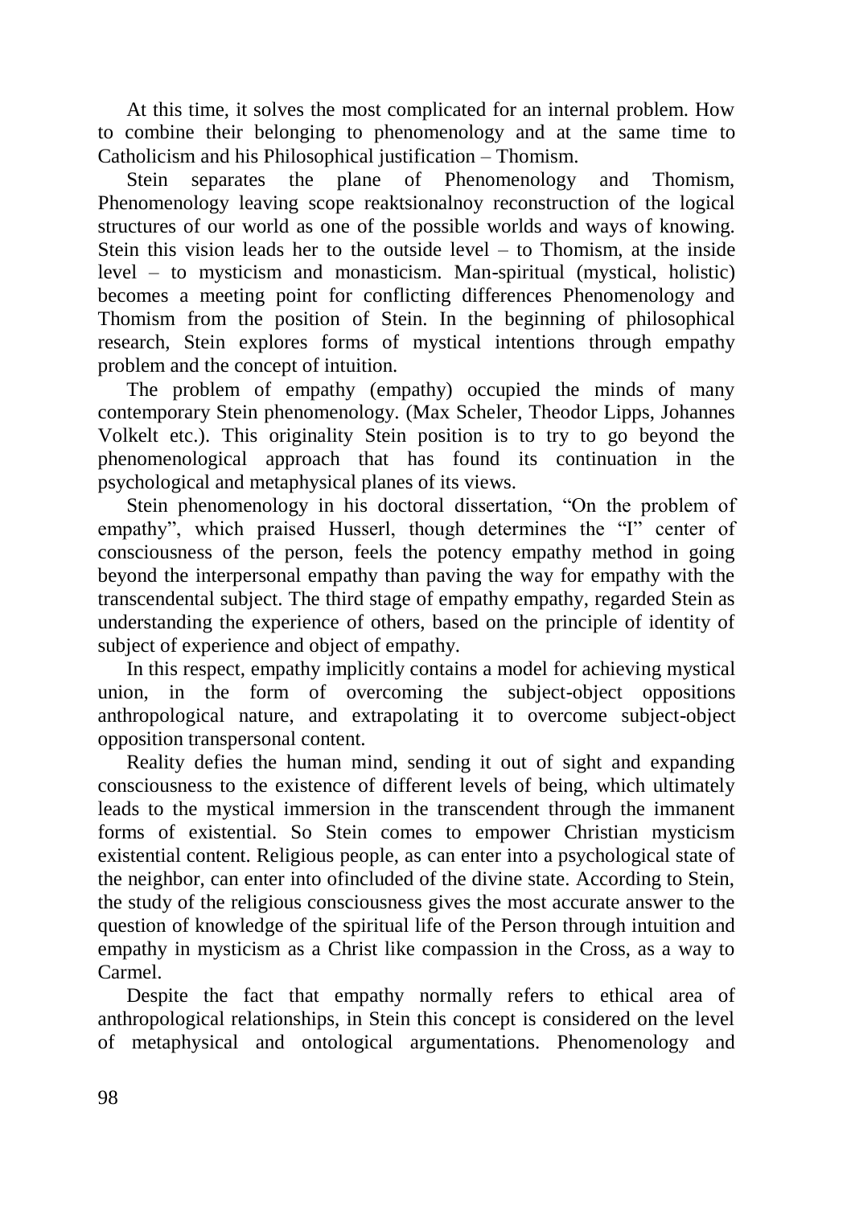At this time, it solves the most complicated for an internal problem. How to combine their belonging to phenomenology and at the same time to Catholicism and his Philosophical justification – Thomism.

Stein separates the plane of Phenomenology and Thomism, Phenomenology leaving scope reaktsionalnoy reconstruction of the logical structures of our world as one of the possible worlds and ways of knowing. Stein this vision leads her to the outside level – to Thomism, at the inside level – to mysticism and monasticism. Man-spiritual (mystical, holistic) becomes a meeting point for conflicting differences Phenomenology and Thomism from the position of Stein. In the beginning of philosophical research, Stein explores forms of mystical intentions through empathy problem and the concept of intuition.

The problem of empathy (empathy) occupied the minds of many contemporary Stein phenomenology. (Max Scheler, Theodor Lipps, Johannes Volkelt etc.). This originality Stein position is to try to go beyond the phenomenological approach that has found its continuation in the psychological and metaphysical planes of its views.

Stein phenomenology in his doctoral dissertation, "On the problem of empathy", which praised Husserl, though determines the "I" center of consciousness of the person, feels the potency empathy method in going beyond the interpersonal empathy than paving the way for empathy with the transcendental subject. The third stage of empathy empathy, regarded Stein as understanding the experience of others, based on the principle of identity of subject of experience and object of empathy.

In this respect, empathy implicitly contains a model for achieving mystical union, in the form of overcoming the subject-object oppositions anthropological nature, and extrapolating it to overcome subject-object opposition transpersonal content.

Reality defies the human mind, sending it out of sight and expanding consciousness to the existence of different levels of being, which ultimately leads to the mystical immersion in the transcendent through the immanent forms of existential. So Stein comes to empower Christian mysticism existential content. Religious people, as can enter into a psychological state of the neighbor, can enter into ofincluded of the divine state. According to Stein, the study of the religious consciousness gives the most accurate answer to the question of knowledge of the spiritual life of the Person through intuition and empathy in mysticism as a Christ like compassion in the Cross, as a way to Carmel.

Despite the fact that empathy normally refers to ethical area of anthropological relationships, in Stein this concept is considered on the level of metaphysical and ontological argumentations. Phenomenology and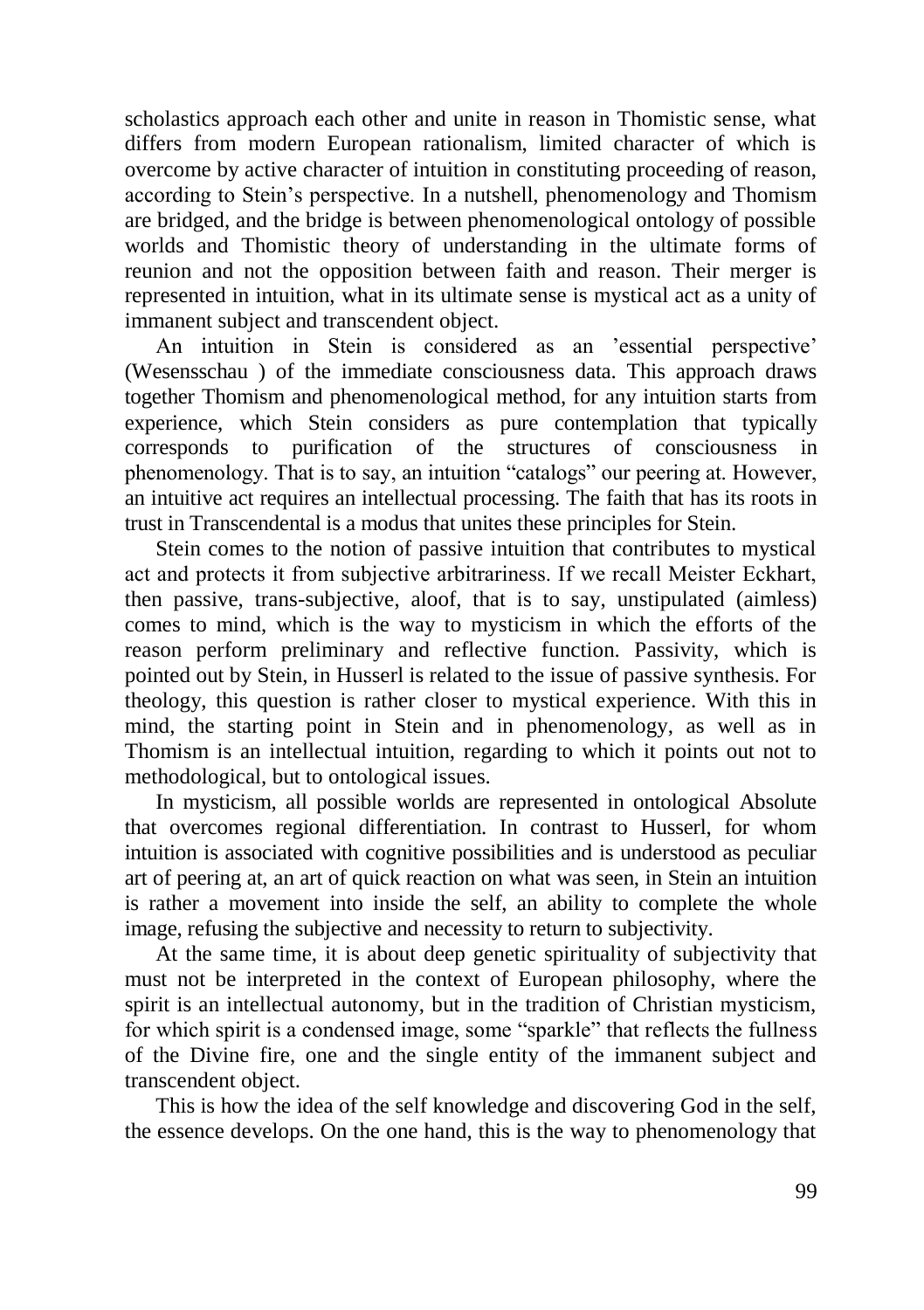scholastics approach each other and unite in reason in Thomistic sense, what differs from modern European rationalism, limited character of which is overcome by active character of intuition in constituting proceeding of reason, according to Stein's perspective. In a nutshell, phenomenology and Thomism are bridged, and the bridge is between phenomenological ontology of possible worlds and Thomistic theory of understanding in the ultimate forms of reunion and not the opposition between faith and reason. Their merger is represented in intuition, what in its ultimate sense is mystical act as a unity of immanent subject and transcendent object.

An intuition in Stein is considered as an 'essential perspective' (Wesensschau ) of the immediate consciousness data. This approach draws together Thomism and phenomenological method, for any intuition starts from experience, which Stein considers as pure contemplation that typically corresponds to purification of the structures of consciousness in phenomenology. That is to say, an intuition "catalogs" our peering at. However, an intuitive act requires an intellectual processing. The faith that has its roots in trust in Transcendental is a modus that unites these principles for Stein.

Stein comes to the notion of passive intuition that contributes to mystical act and protects it from subjective arbitrariness. If we recall Meister Eckhart, then passive, trans-subjective, aloof, that is to say, unstipulated (aimless) comes to mind, which is the way to mysticism in which the efforts of the reason perform preliminary and reflective function. Passivity, which is pointed out by Stein, in Husserl is related to the issue of passive synthesis. For theology, this question is rather closer to mystical experience. With this in mind, the starting point in Stein and in phenomenology, as well as in Thomism is an intellectual intuition, regarding to which it points out not to methodological, but to ontological issues.

In mysticism, all possible worlds are represented in ontological Absolute that overcomes regional differentiation. In contrast to Husserl, for whom intuition is associated with cognitive possibilities and is understood as peculiar art of peering at, an art of quick reaction on what was seen, in Stein an intuition is rather a movement into inside the self, an ability to complete the whole image, refusing the subjective and necessity to return to subjectivity.

At the same time, it is about deep genetic spirituality of subjectivity that must not be interpreted in the context of European philosophy, where the spirit is an intellectual autonomy, but in the tradition of Christian mysticism, for which spirit is a condensed image, some "sparkle" that reflects the fullness of the Divine fire, one and the single entity of the immanent subject and transcendent object.

This is how the idea of the self knowledge and discovering God in the self, the essence develops. On the one hand, this is the way to phenomenology that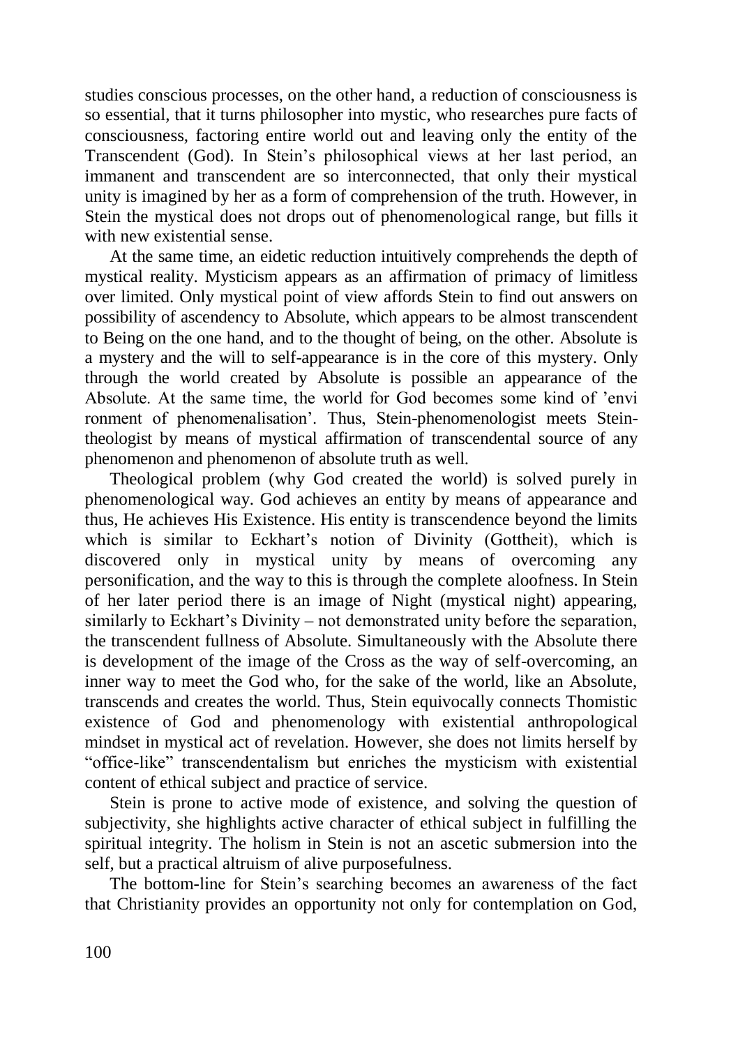studies conscious processes, on the other hand, a reduction of consciousness is so essential, that it turns philosopher into mystic, who researches pure facts of consciousness, factoring entire world out and leaving only the entity of the Transcendent (God). In Stein's philosophical views at her last period, an immanent and transcendent are so interconnected, that only their mystical unity is imagined by her as a form of comprehension of the truth. However, in Stein the mystical does not drops out of phenomenological range, but fills it with new existential sense.

At the same time, an eidetic reduction intuitively comprehends the depth of mystical reality. Mysticism appears as an affirmation of primacy of limitless over limited. Only mystical point of view affords Stein to find out answers on possibility of ascendency to Absolute, which appears to be almost transcendent to Being on the one hand, and to the thought of being, on the other. Absolute is a mystery and the will to self-appearance is in the core of this mystery. Only through the world created by Absolute is possible an appearance of the Absolute. At the same time, the world for God becomes some kind of 'envi ronment of phenomenalisation'. Thus, Stein-phenomenologist meets Stein-theologist by means of mystical affirmation of transcendental source of any phenomenon and phenomenon of absolute truth as well.

Theological problem (why God created the world) is solved purely in phenomenological way. God achieves an entity by means of appearance and thus, He achieves His Existence. His entity is transcendence beyond the limits which is similar to Eckhart's notion of Divinity (Gottheit), which is discovered only in mystical unity by means of overcoming any personification, and the way to this is through the complete aloofness. In Stein of her later period there is an image of Night (mystical night) appearing, similarly to Eckhart's Divinity – not demonstrated unity before the separation, the transcendent fullness of Absolute. Simultaneously with the Absolute there is development of the image of the Cross as the way of self-overcoming, an inner way to meet the God who, for the sake of the world, like an Absolute, transcends and creates the world. Thus, Stein equivocally connects Thomistic existence of God and phenomenology with existential anthropological mindset in mystical act of revelation. However, she does not limits herself by "office-like" transcendentalism but enriches the mysticism with existential content of ethical subject and practice of service.

Stein is prone to active mode of existence, and solving the question of subjectivity, she highlights active character of ethical subject in fulfilling the spiritual integrity. The holism in Stein is not an ascetic submersion into the self, but a practical altruism of alive purposefulness.

The bottom-line for Stein's searching becomes an awareness of the fact that Christianity provides an opportunity not only for contemplation on God,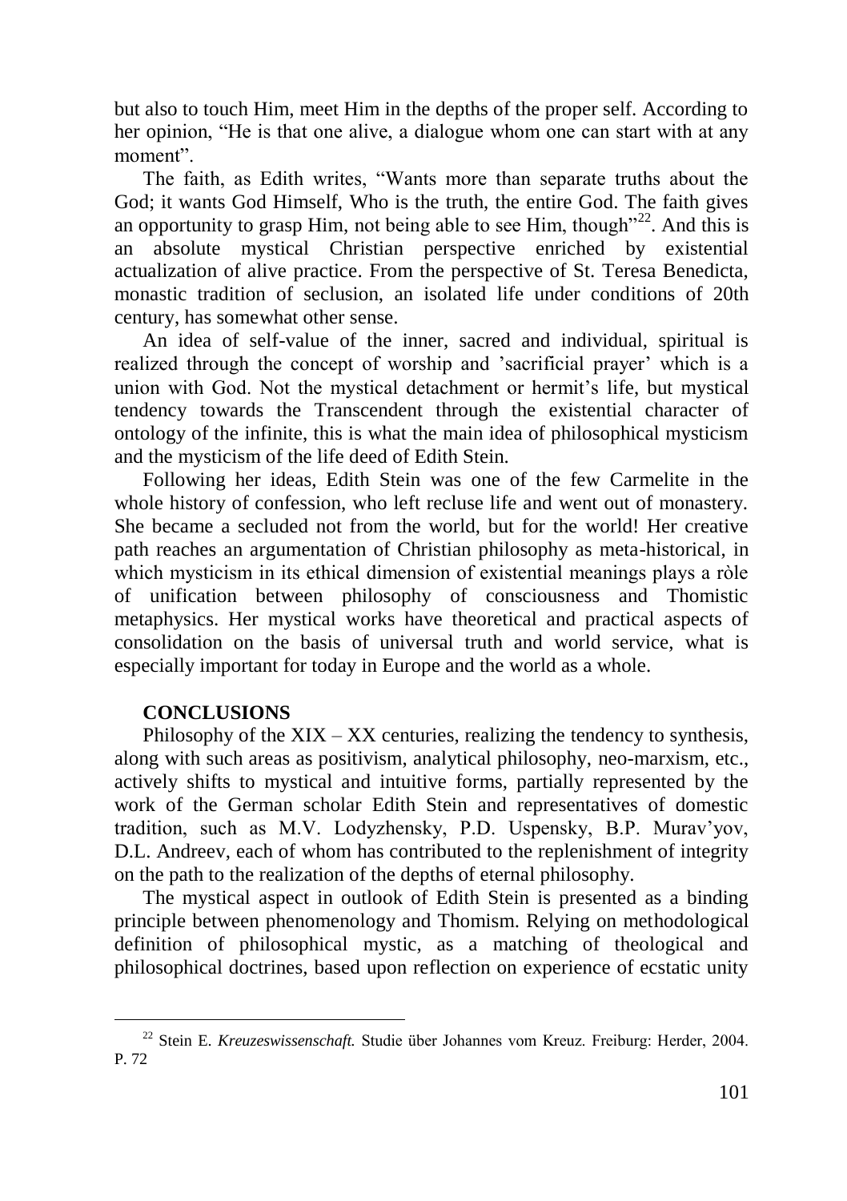but also to touch Him, meet Him in the depths of the proper self. According to her opinion, "He is that one alive, a dialogue whom one can start with at any moment".

The faith, as Edith writes, "Wants more than separate truths about the God; it wants God Himself, Who is the truth, the entire God. The faith gives an opportunity to grasp Him, not being able to see Him, though"[22]. And this is an absolute mystical Christian perspective enriched by existential actualization of alive practice. From the perspective of St. Teresa Benedicta, monastic tradition of seclusion, an isolated life under conditions of 20th century, has somewhat other sense.

An idea of self-value of the inner, sacred and individual, spiritual is realized through the concept of worship and 'sacrificial prayer' which is a union with God. Not the mystical detachment or hermit's life, but mystical tendency towards the Transcendent through the existential character of ontology of the infinite, this is what the main idea of philosophical mysticism and the mysticism of the life deed of Edith Stein.

Following her ideas, Edith Stein was one of the few Carmelite in the whole history of confession, who left recluse life and went out of monastery. She became a secluded not from the world, but for the world! Her creative path reaches an argumentation of Christian philosophy as meta-historical, in which mysticism in its ethical dimension of existential meanings plays a ròle of unification between philosophy of consciousness and Thomistic metaphysics. Her mystical works have theoretical and practical aspects of consolidation on the basis of universal truth and world service, what is especially important for today in Europe and the world as a whole.

**CONCLUSIONS**

Philosophy of the XIX – XX centuries, realizing the tendency to synthesis, along with such areas as positivism, analytical philosophy, neo-marxism, etc., actively shifts to mystical and intuitive forms, partially represented by the work of the German scholar Edith Stein and representatives of domestic tradition, such as M.V. Lodyzhensky, P.D. Uspensky, B.P. Murav'yov, D.L. Andreev, each of whom has contributed to the replenishment of integrity on the path to the realization of the depths of eternal philosophy.

The mystical aspect in outlook of Edith Stein is presented as a binding principle between phenomenology and Thomism. Relying on methodological definition of philosophical mystic, as a matching of theological and philosophical doctrines, based upon reflection on experience of ecstatic unity

---

[22] Stein E. *Kreuzeswissenschaft.* Studie über Johannes vom Kreuz. Freiburg: Herder, 2004. P. 72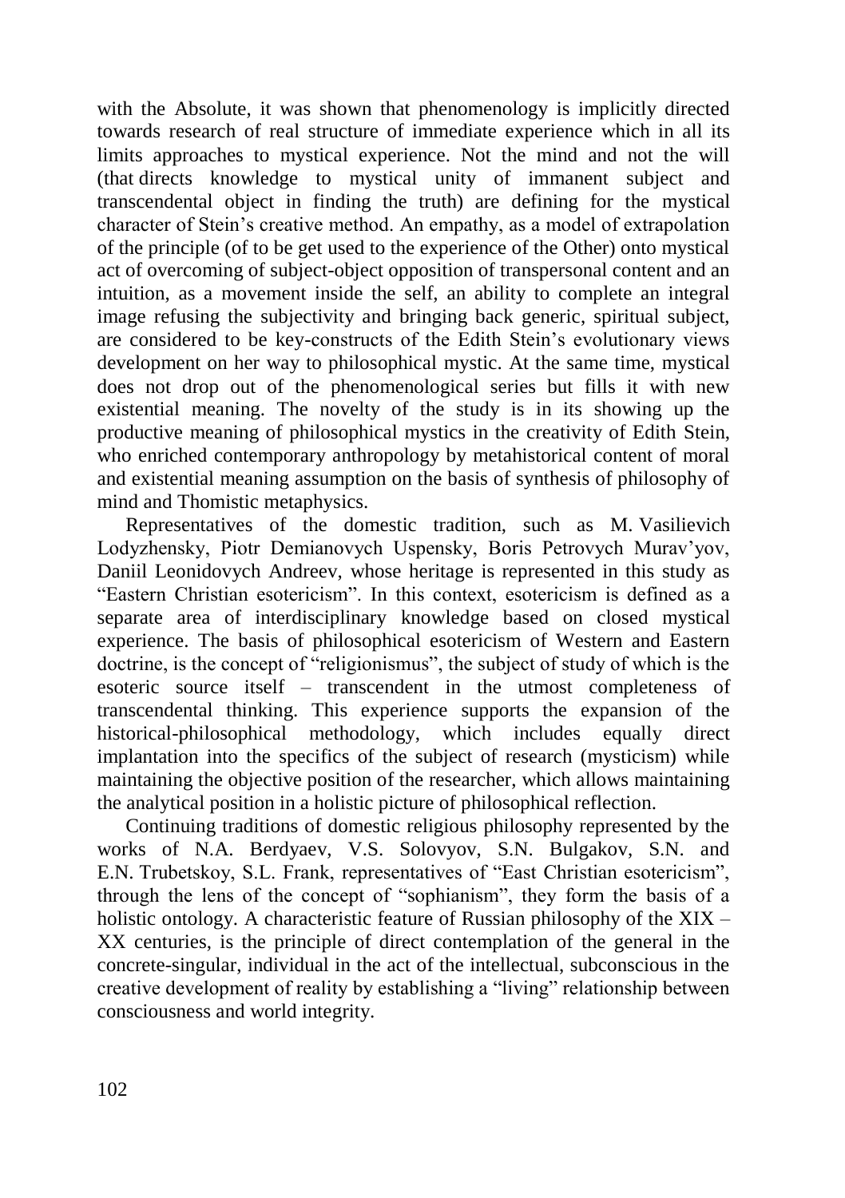with the Absolute, it was shown that phenomenology is implicitly directed towards research of real structure of immediate experience which in all its limits approaches to mystical experience. Not the mind and not the will (that directs knowledge to mystical unity of immanent subject and transcendental object in finding the truth) are defining for the mystical character of Stein's creative method. An empathy, as a model of extrapolation of the principle (of to be get used to the experience of the Other) onto mystical act of overcoming of subject-object opposition of transpersonal content and an intuition, as a movement inside the self, an ability to complete an integral image refusing the subjectivity and bringing back generic, spiritual subject, are considered to be key-constructs of the Edith Stein's evolutionary views development on her way to philosophical mystic. At the same time, mystical does not drop out of the phenomenological series but fills it with new existential meaning. The novelty of the study is in its showing up the productive meaning of philosophical mystics in the creativity of Edith Stein, who enriched contemporary anthropology by metahistorical content of moral and existential meaning assumption on the basis of synthesis of philosophy of mind and Thomistic metaphysics.

Representatives of the domestic tradition, such as M. Vasilievich Lodyzhensky, Piotr Demianovych Uspensky, Boris Petrovych Murav'yov, Daniil Leonidovych Andreev, whose heritage is represented in this study as "Eastern Christian esotericism". In this context, esotericism is defined as a separate area of interdisciplinary knowledge based on closed mystical experience. The basis of philosophical esotericism of Western and Eastern doctrine, is the concept of "religionismus", the subject of study of which is the esoteric source itself – transcendent in the utmost completeness of transcendental thinking. This experience supports the expansion of the historical-philosophical methodology, which includes equally direct implantation into the specifics of the subject of research (mysticism) while maintaining the objective position of the researcher, which allows maintaining the analytical position in a holistic picture of philosophical reflection.

Continuing traditions of domestic religious philosophy represented by the works of N.A. Berdyaev, V.S. Solovyov, S.N. Bulgakov, S.N. and E.N. Trubetskoy, S.L. Frank, representatives of "East Christian esotericism", through the lens of the concept of "sophianism", they form the basis of a holistic ontology. A characteristic feature of Russian philosophy of the XIX – XX centuries, is the principle of direct contemplation of the general in the concrete-singular, individual in the act of the intellectual, subconscious in the creative development of reality by establishing a "living" relationship between consciousness and world integrity.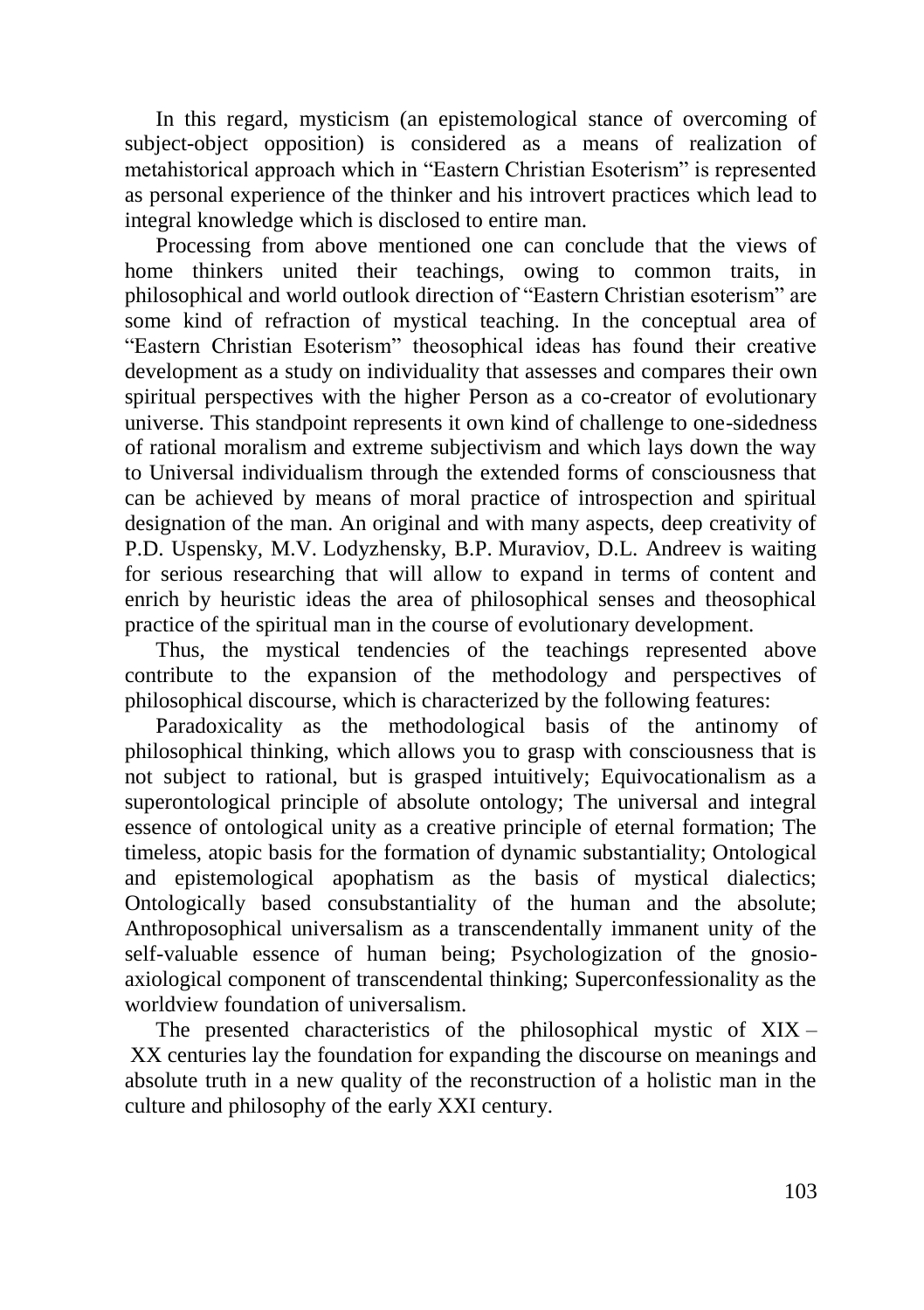In this regard, mysticism (an epistemological stance of overcoming of subject-object opposition) is considered as a means of realization of metahistorical approach which in "Eastern Christian Esoterism" is represented as personal experience of the thinker and his introvert practices which lead to integral knowledge which is disclosed to entire man.

Processing from above mentioned one can conclude that the views of home thinkers united their teachings, owing to common traits, in philosophical and world outlook direction of "Eastern Christian esoterism" are some kind of refraction of mystical teaching. In the conceptual area of "Eastern Christian Esoterism" theosophical ideas has found their creative development as a study on individuality that assesses and compares their own spiritual perspectives with the higher Person as a co-creator of evolutionary universe. This standpoint represents it own kind of challenge to one-sidedness of rational moralism and extreme subjectivism and which lays down the way to Universal individualism through the extended forms of consciousness that can be achieved by means of moral practice of introspection and spiritual designation of the man. An original and with many aspects, deep creativity of P.D. Uspensky, M.V. Lodyzhensky, B.P. Muraviov, D.L. Andreev is waiting for serious researching that will allow to expand in terms of content and enrich by heuristic ideas the area of philosophical senses and theosophical practice of the spiritual man in the course of evolutionary development.

Thus, the mystical tendencies of the teachings represented above contribute to the expansion of the methodology and perspectives of philosophical discourse, which is characterized by the following features:

Paradoxicality as the methodological basis of the antinomy of philosophical thinking, which allows you to grasp with consciousness that is not subject to rational, but is grasped intuitively; Equivocationalism as a superontological principle of absolute ontology; The universal and integral essence of ontological unity as a creative principle of eternal formation; The timeless, atopic basis for the formation of dynamic substantiality; Ontological and epistemological apophatism as the basis of mystical dialectics; Ontologically based consubstantiality of the human and the absolute; Anthroposophical universalism as a transcendentally immanent unity of the self-valuable essence of human being; Psychologization of the gnosio-axiological component of transcendental thinking; Superconfessionality as the worldview foundation of universalism.

The presented characteristics of the philosophical mystic of XIX – XX centuries lay the foundation for expanding the discourse on meanings and absolute truth in a new quality of the reconstruction of a holistic man in the culture and philosophy of the early XXI century.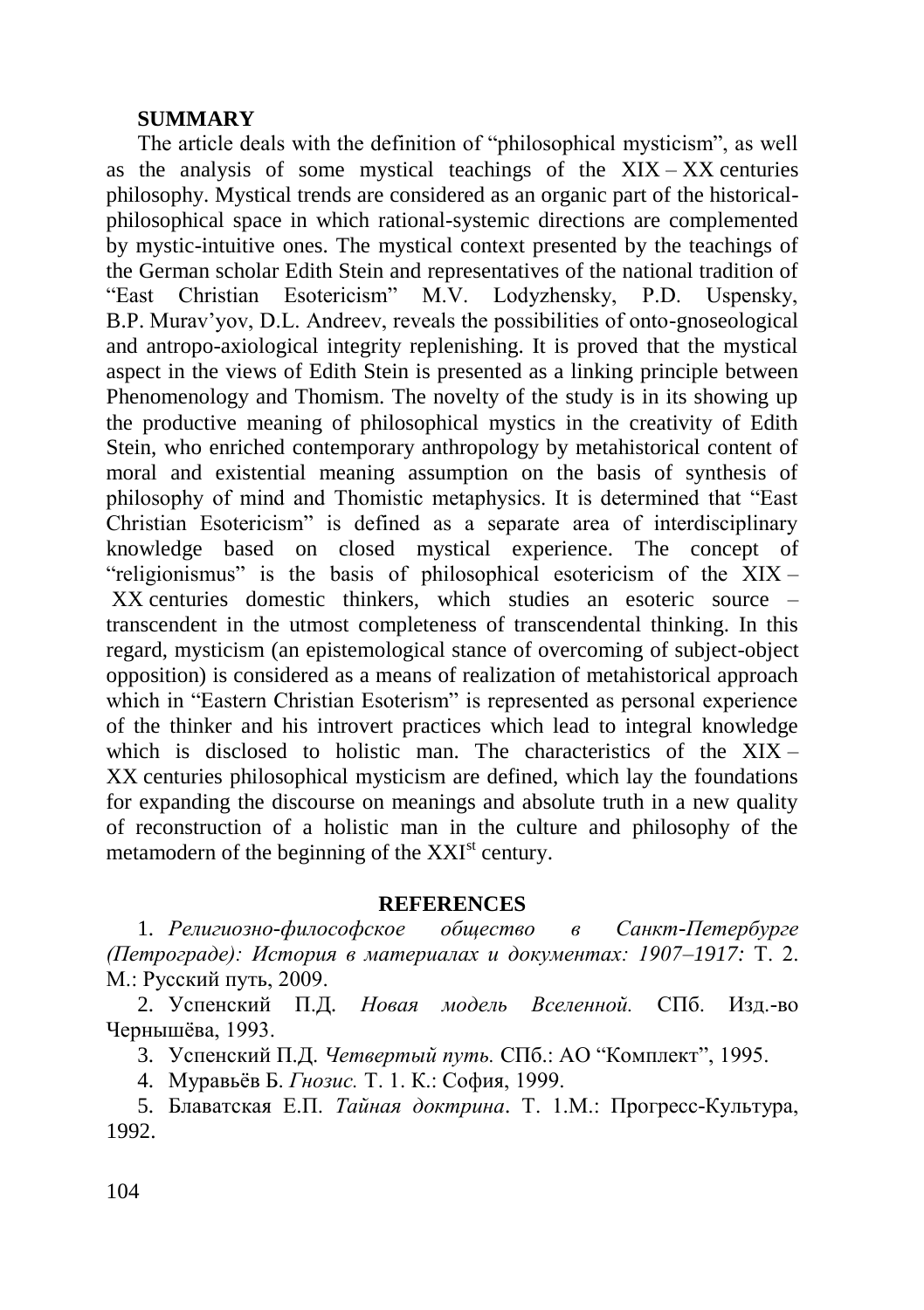**SUMMARY**

The article deals with the definition of "philosophical mysticism", as well as the analysis of some mystical teachings of the XIX – XX centuries philosophy. Mystical trends are considered as an organic part of the historical-philosophical space in which rational-systemic directions are complemented by mystic-intuitive ones. The mystical context presented by the teachings of the German scholar Edith Stein and representatives of the national tradition of "East Christian Esotericism" M.V. Lodyzhensky, P.D. Uspensky, B.P. Murav'yov, D.L. Andreev, reveals the possibilities of onto-gnoseological and antropo-axiological integrity replenishing. It is proved that the mystical aspect in the views of Edith Stein is presented as a linking principle between Phenomenology and Thomism. The novelty of the study is in its showing up the productive meaning of philosophical mystics in the creativity of Edith Stein, who enriched contemporary anthropology by metahistorical content of moral and existential meaning assumption on the basis of synthesis of philosophy of mind and Thomistic metaphysics. It is determined that "East Christian Esotericism" is defined as a separate area of interdisciplinary knowledge based on closed mystical experience. The concept of "religionismus" is the basis of philosophical esotericism of the XIX – XX centuries domestic thinkers, which studies an esoteric source – transcendent in the utmost completeness of transcendental thinking. In this regard, mysticism (an epistemological stance of overcoming of subject-object opposition) is considered as a means of realization of metahistorical approach which in "Eastern Christian Esoterism" is represented as personal experience of the thinker and his introvert practices which lead to integral knowledge which is disclosed to holistic man. The characteristics of the XIX – XX centuries philosophical mysticism are defined, which lay the foundations for expanding the discourse on meanings and absolute truth in a new quality of reconstruction of a holistic man in the culture and philosophy of the metamodern of the beginning of the XXI[st] century.

**REFERENCES**

1. *Религиозно-философское общество в Санкт-Петербурге (Петрограде): История в материалах и документах: 1907–1917:* Т. 2. М.: Русский путь, 2009.
2. Успенский П.Д. *Новая модель Вселенной.* СПб. Изд.-во Чернышёва, 1993.
3. Успенский П.Д. *Четвертый путь.* СПб.: АО "Комплект", 1995.
4. Муравьёв Б. *Гнозис.* Т. 1. К.: София, 1999.
5. Блаватская Е.П. *Тайная доктрина*. Т. 1.М.: Прогресс-Культура, 1992.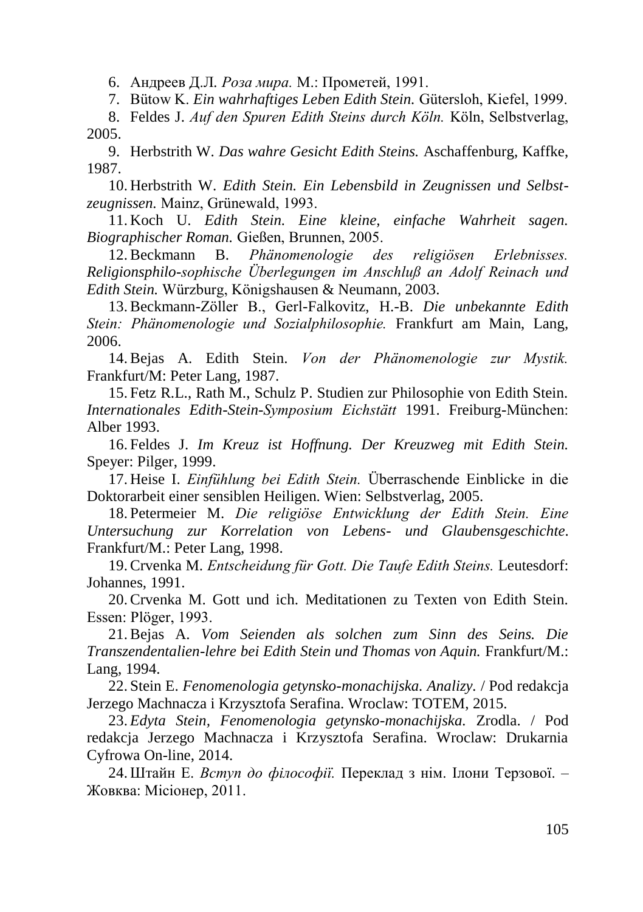6. Андреев Д.Л. *Роза мира.* М.: Прометей, 1991.
7. Bütow K. *Ein wahrhaftiges Leben Edith Stein.* Gütersloh, Kiefel, 1999.
8. Feldes J. *Auf den Spuren Edith Steins durch Köln.* Köln, Selbstverlag, 2005.
9. Herbstrith W. *Das wahre Gesicht Edith Steins.* Aschaffenburg, Kaffke, 1987.
10. Herbstrith W. *Edith Stein. Ein Lebensbild in Zeugnissen und Selbstzeugnissen.* Mainz, Grünewald, 1993.
11. Koch U. *Edith Stein. Eine kleine, einfache Wahrheit sagen. Biographischer Roman.* Gießen, Brunnen, 2005.
12. Beckmann B. *Phänomenologie des religiösen Erlebnisses. Religionsphilo-sophische Überlegungen im Anschluß an Adolf Reinach und Edith Stein.* Würzburg, Königshausen & Neumann, 2003.
13. Beckmann-Zöller B., Gerl-Falkovitz, H.-B. *Die unbekannte Edith Stein: Phänomenologie und Sozialphilosophie.* Frankfurt am Main, Lang, 2006.
14. Bejas A. Edith Stein. *Von der Phänomenologie zur Mystik.* Frankfurt/M: Peter Lang, 1987.
15. Fetz R.L., Rath M., Schulz P. Studien zur Philosophie von Edith Stein. *Internationales Edith-Stein-Symposium Eichstätt* 1991. Freiburg-München: Alber 1993.
16. Feldes J. *Im Kreuz ist Hoffnung. Der Kreuzweg mit Edith Stein.* Speyer: Pilger, 1999.
17. Heise I. *Einfühlung bei Edith Stein.* Überraschende Einblicke in die Doktorarbeit einer sensiblen Heiligen. Wien: Selbstverlag, 2005.
18. Petermeier M. *Die religiöse Entwicklung der Edith Stein. Eine Untersuchung zur Korrelation von Lebens- und Glaubensgeschichte.* Frankfurt/M.: Peter Lang, 1998.
19. Crvenka M. *Entscheidung für Gott. Die Taufe Edith Steins.* Leutesdorf: Johannes, 1991.
20. Crvenka M. Gott und ich. Meditationen zu Texten von Edith Stein. Essen: Plöger, 1993.
21. Bejas A. *Vom Seienden als solchen zum Sinn des Seins. Die Transzendentalien-lehre bei Edith Stein und Thomas von Aquin.* Frankfurt/M.: Lang, 1994.
22. Stein E. *Fenomenologia getynsko-monachijska. Analizy.* / Pod redakcja Jerzego Machnacza i Krzysztofa Serafina. Wroclaw: TOTEM, 2015.
23. *Edyta Stein, Fenomenologia getynsko-monachijska.* Zrodla. / Pod redakcja Jerzego Machnacza i Krzysztofa Serafina. Wroclaw: Drukarnia Cyfrowa On-line, 2014.
24. Штайн Е. *Вступ до філософії.* Переклад з нім. Ілони Терзової. – Жовква: Місіонер, 2011.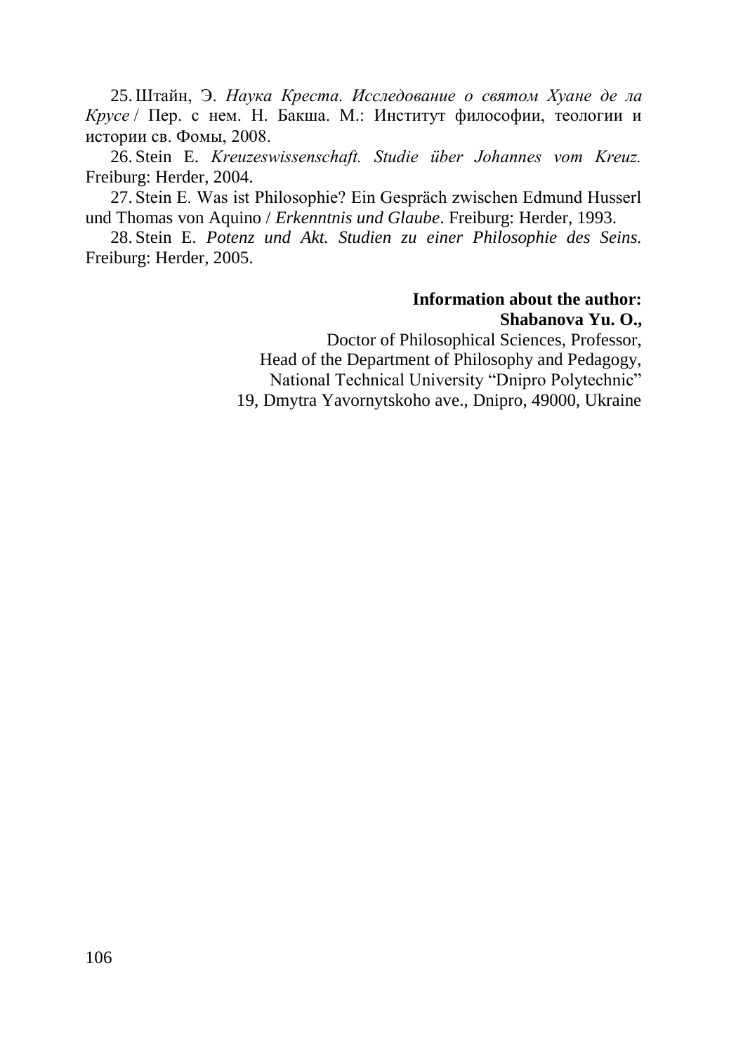25. Штайн, Э. *Наука Креста. Исследование о святом Хуане де ла Крусе* / Пер. с нем. Н. Бакша. М.: Институт философии, теологии и истории св. Фомы, 2008.

26. Stein E. *Kreuzeswissenschaft. Studie über Johannes vom Kreuz.* Freiburg: Herder, 2004.

27. Stein E. Was ist Philosophie? Ein Gespräch zwischen Edmund Husserl und Thomas von Aquino / *Erkenntnis und Glaube*. Freiburg: Herder, 1993.

28. Stein E. *Potenz und Akt. Studien zu einer Philosophie des Seins.* Freiburg: Herder, 2005.

**Information about the author:**
**Shabanova Yu. O.,**
Doctor of Philosophical Sciences, Professor,
Head of the Department of Philosophy and Pedagogy,
National Technical University "Dnipro Polytechnic"
19, Dmytra Yavornytskoho ave., Dnipro, 49000, Ukraine